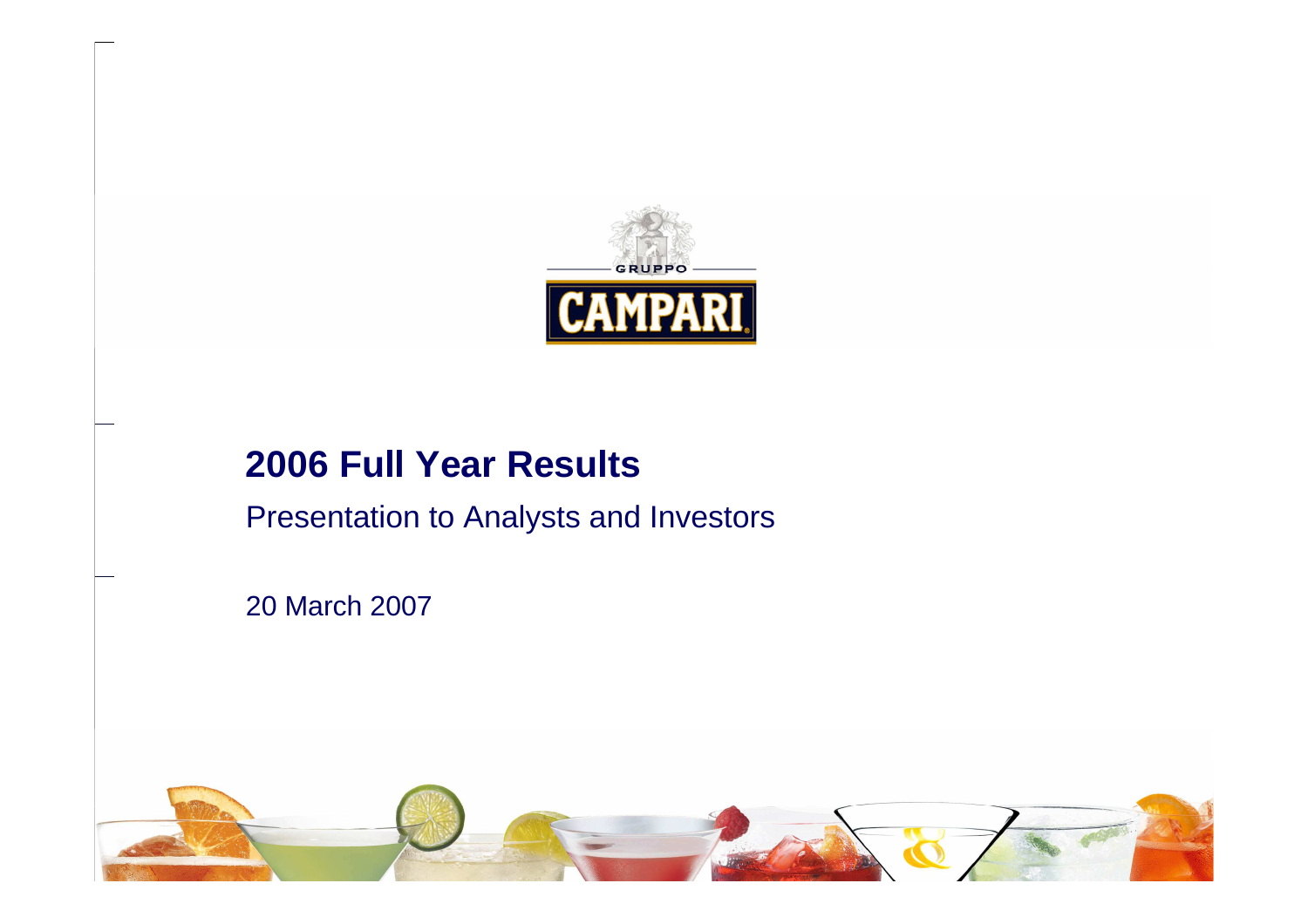GRUPPO CAMPARI

# 2006 Full Year Results

Presentation to Analysts and Investors

20 March 2007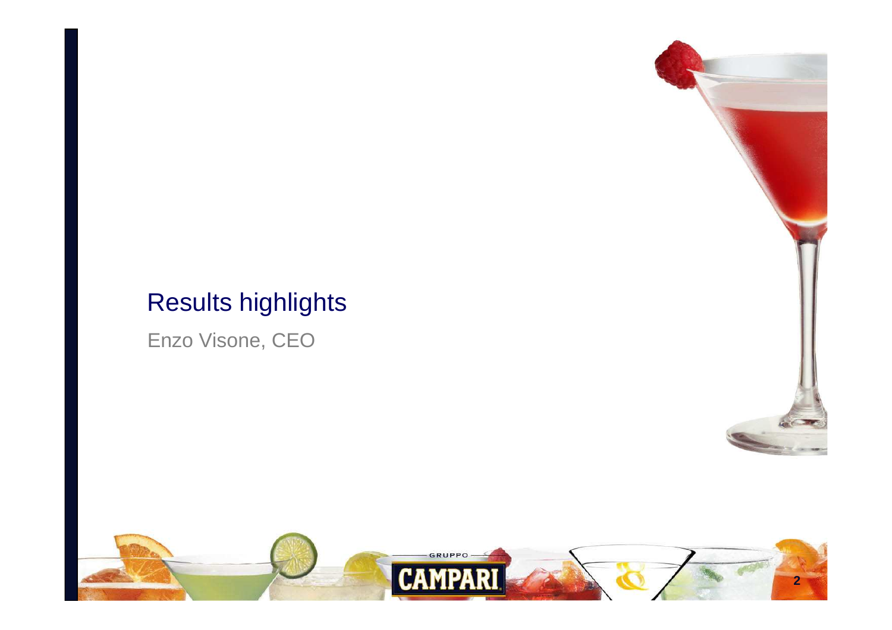# Results highlights

Enzo Visone, CEO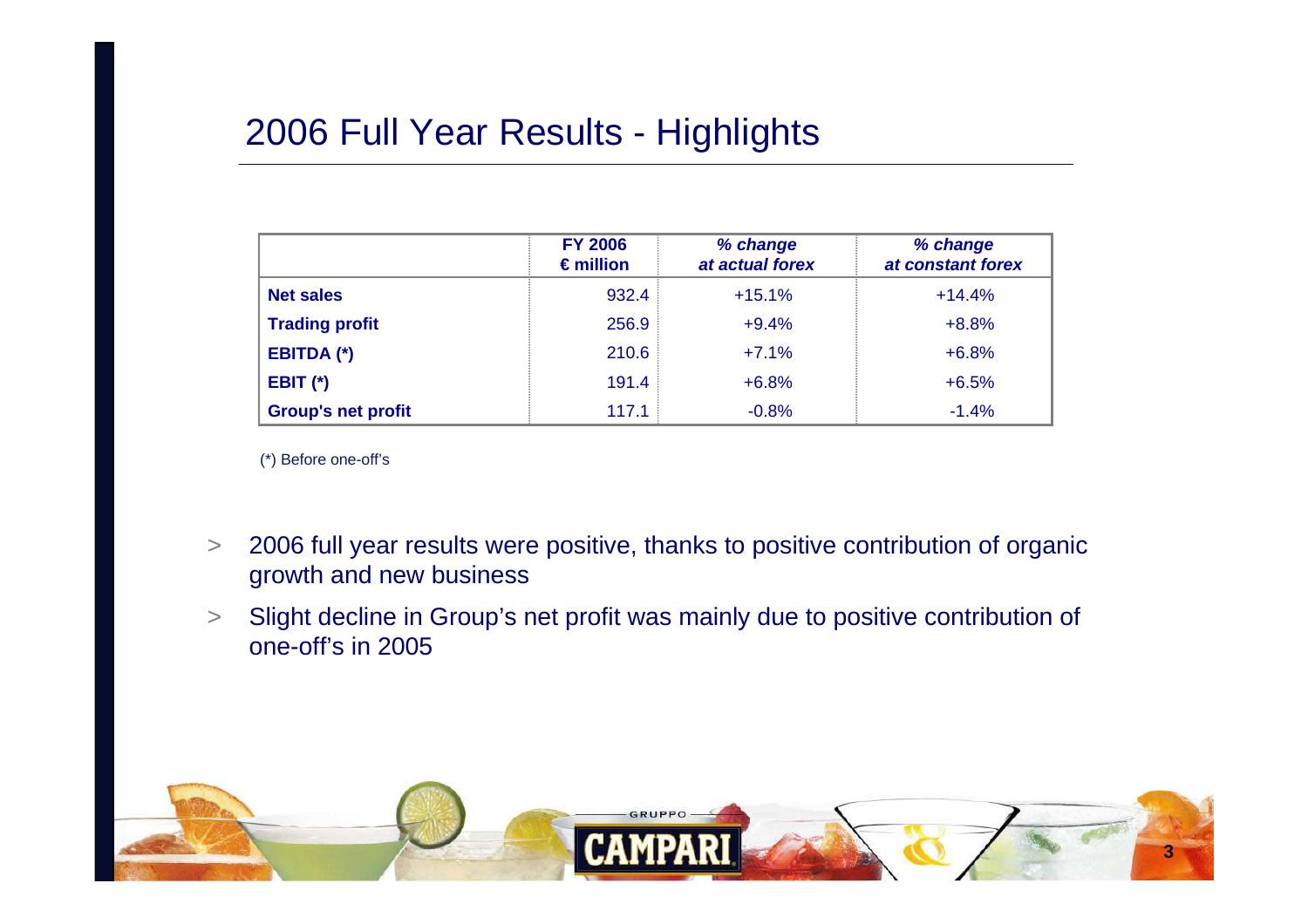# 2006 Full Year Results - Highlights

| | FY 2006 € million | *% change at actual forex* | *% change at constant forex* |
|---|---|---|---|
| **Net sales** | 932.4 | +15.1% | +14.4% |
| **Trading profit** | 256.9 | +9.4% | +8.8% |
| **EBITDA (*)** | 210.6 | +7.1% | +6.8% |
| **EBIT (*)** | 191.4 | +6.8% | +6.5% |
| **Group's net profit** | 117.1 | -0.8% | -1.4% |

(*) Before one-off's

> 2006 full year results were positive, thanks to positive contribution of organic growth and new business

> Slight decline in Group's net profit was mainly due to positive contribution of one-off's in 2005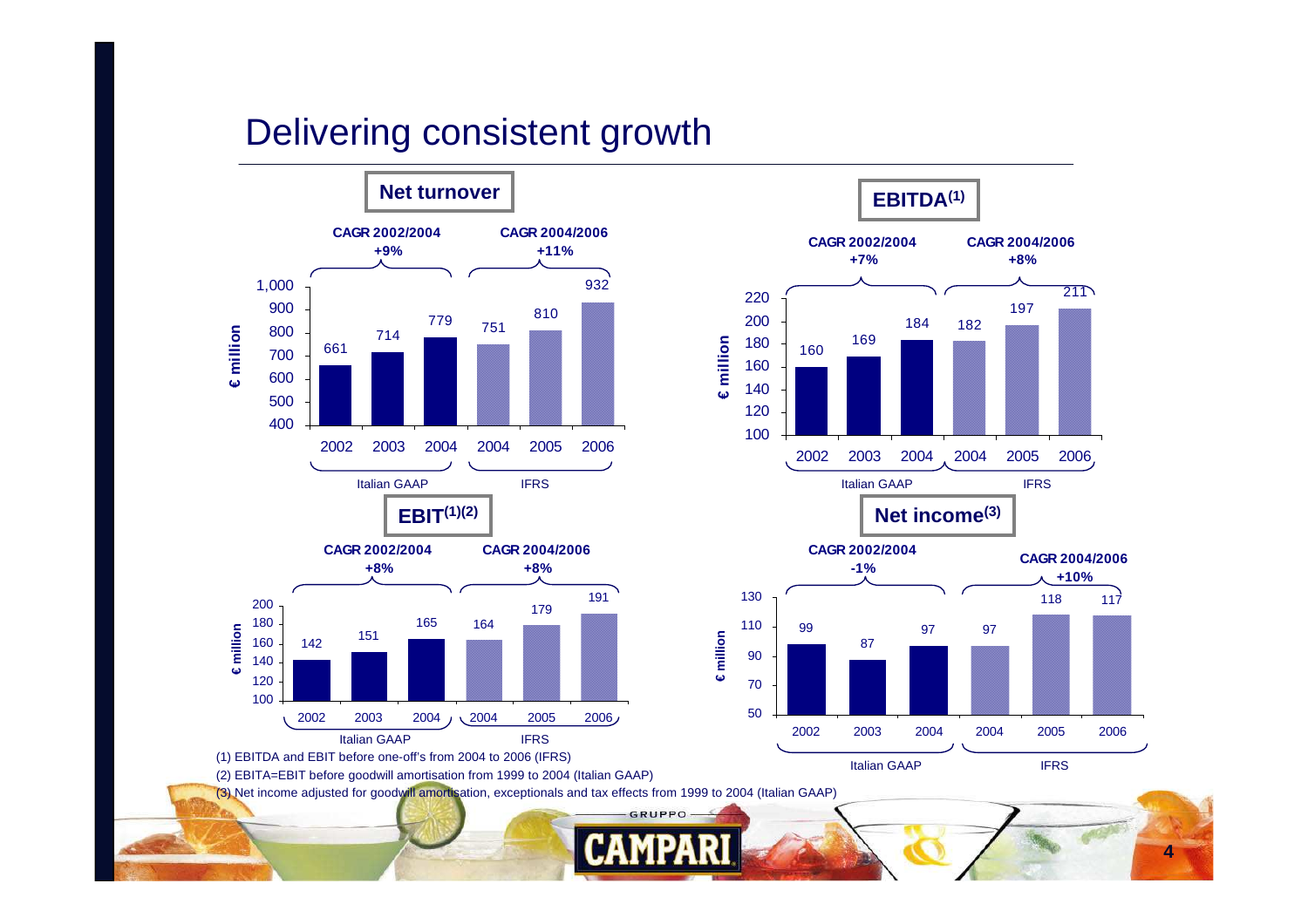# Delivering consistent growth

## Net turnover

€ million

| | Italian GAAP | | | IFRS | | |
|---|---|---|---|---|---|---|
| | 2002 | 2003 | 2004 | 2004 | 2005 | 2006 |
| Net turnover | 661 | 714 | 779 | 751 | 810 | 932 |

CAGR 2002/2004: +9%; CAGR 2004/2006: +11%

## EBITDA(1)

€ million

| | Italian GAAP | | | IFRS | | |
|---|---|---|---|---|---|---|
| | 2002 | 2003 | 2004 | 2004 | 2005 | 2006 |
| EBITDA | 160 | 169 | 184 | 182 | 197 | 211 |

CAGR 2002/2004: +7%; CAGR 2004/2006: +8%

## EBIT(1)(2)

€ million

| | Italian GAAP | | | IFRS | | |
|---|---|---|---|---|---|---|
| | 2002 | 2003 | 2004 | 2004 | 2005 | 2006 |
| EBIT | 142 | 151 | 165 | 164 | 179 | 191 |

CAGR 2002/2004: +8%; CAGR 2004/2006: +8%

## Net income(3)

€ million

| | Italian GAAP | | | IFRS | | |
|---|---|---|---|---|---|---|
| | 2002 | 2003 | 2004 | 2004 | 2005 | 2006 |
| Net income | 99 | 87 | 97 | 97 | 118 | 117 |

CAGR 2002/2004: -1%; CAGR 2004/2006: +10%

(1) EBITDA and EBIT before one-off's from 2004 to 2006 (IFRS)

(2) EBITA=EBIT before goodwill amortisation from 1999 to 2004 (Italian GAAP)

(3) Net income adjusted for goodwill amortisation, exceptionals and tax effects from 1999 to 2004 (Italian GAAP)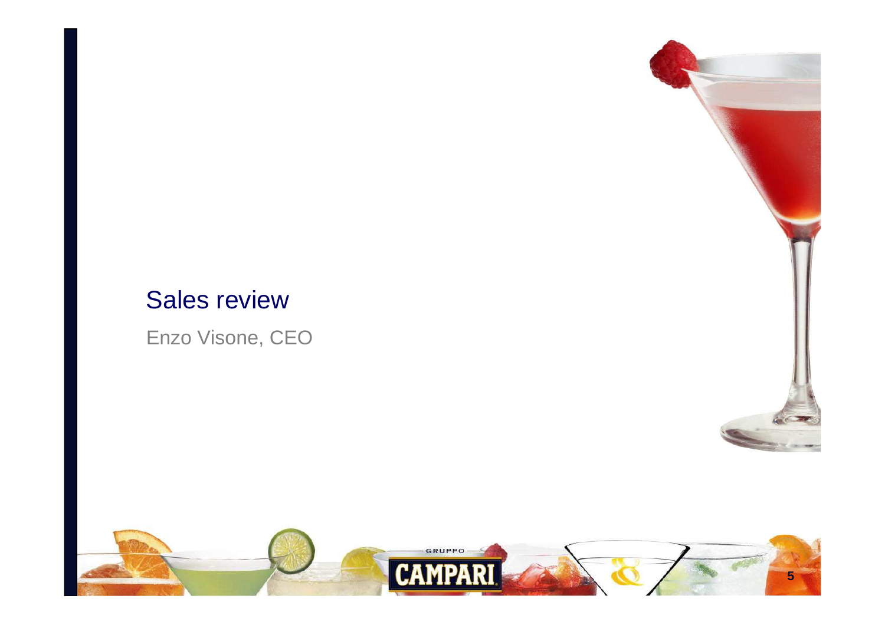# Sales review

Enzo Visone, CEO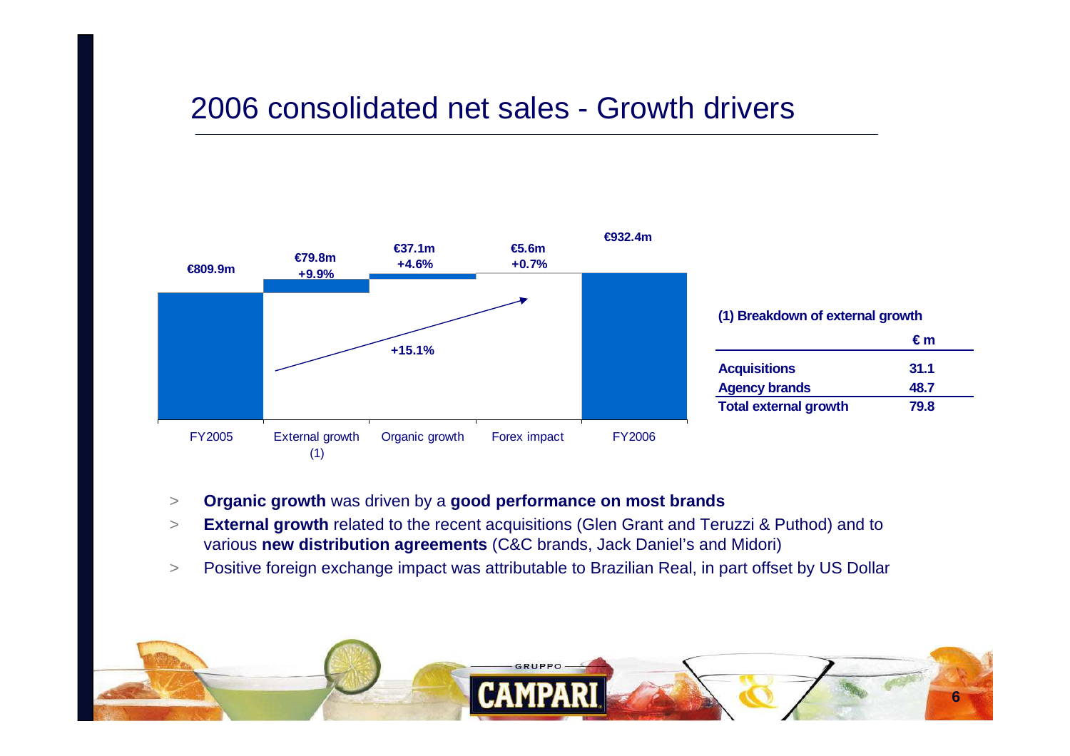# 2006 consolidated net sales - Growth drivers

| | FY2005 | External growth (1) | Organic growth | Forex impact | FY2006 |
|---|---|---|---|---|---|
| Value | €809.9m | €79.8m | €37.1m | €5.6m | €932.4m |
| % | | +9.9% | +4.6% | +0.7% | |

Total growth: +15.1%

**(1) Breakdown of external growth**

| | **€ m** |
|---|---|
| **Acquisitions** | **31.1** |
| **Agency brands** | **48.7** |
| **Total external growth** | **79.8** |

- **Organic growth** was driven by a **good performance on most brands**
- **External growth** related to the recent acquisitions (Glen Grant and Teruzzi & Puthod) and to various **new distribution agreements** (C&C brands, Jack Daniel's and Midori)
- Positive foreign exchange impact was attributable to Brazilian Real, in part offset by US Dollar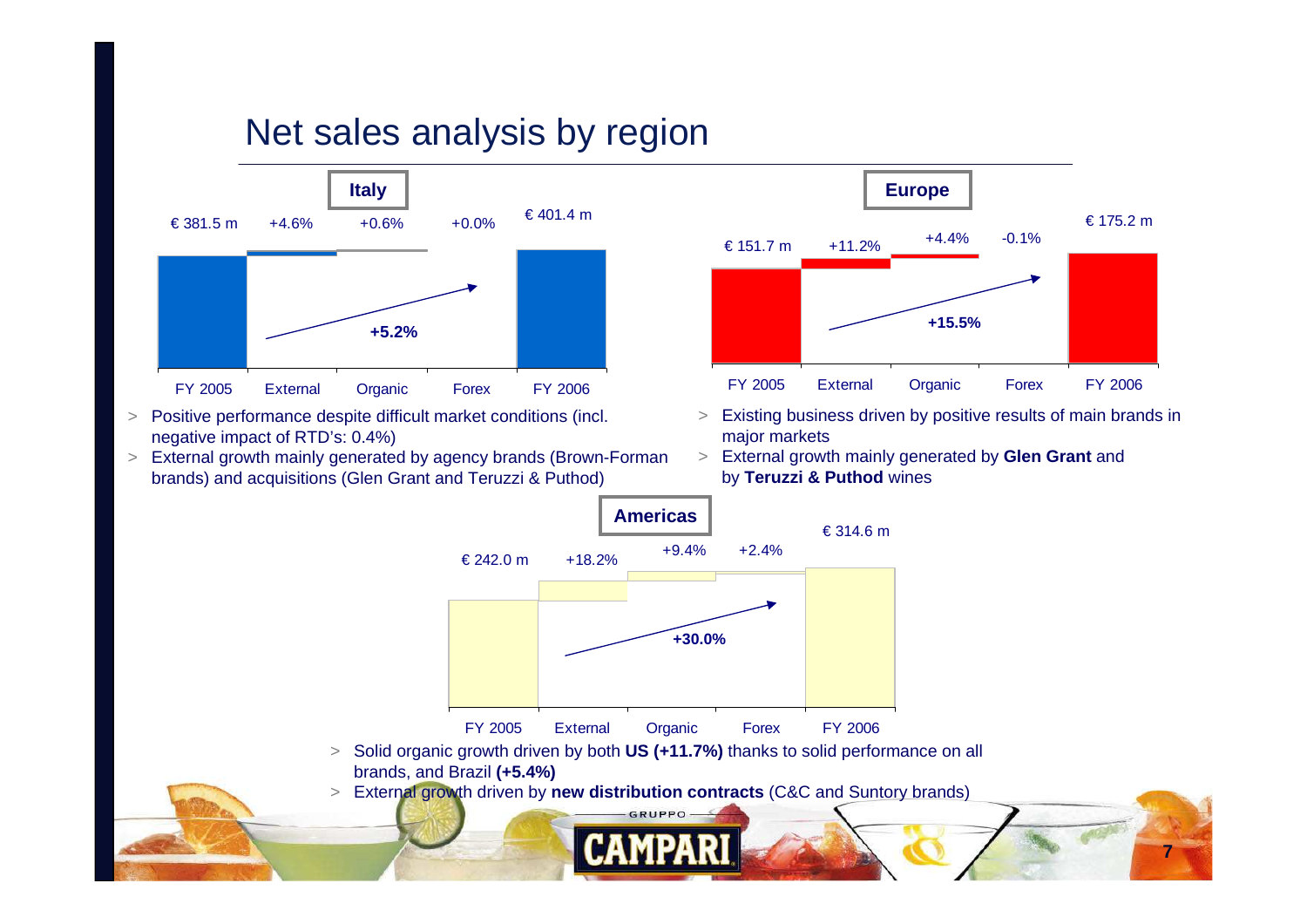# Net sales analysis by region

## Italy

| FY 2005 | External | Organic | Forex | FY 2006 |
|---|---|---|---|---|
| € 381.5 m | +4.6% | +0.6% | +0.0% | € 401.4 m |

+5.2%

- Positive performance despite difficult market conditions (incl. negative impact of RTD's: 0.4%)
- External growth mainly generated by agency brands (Brown-Forman brands) and acquisitions (Glen Grant and Teruzzi & Puthod)

## Europe

| FY 2005 | External | Organic | Forex | FY 2006 |
|---|---|---|---|---|
| € 151.7 m | +11.2% | +4.4% | -0.1% | € 175.2 m |

+15.5%

- Existing business driven by positive results of main brands in major markets
- External growth mainly generated by **Glen Grant** and by **Teruzzi & Puthod** wines

## Americas

| FY 2005 | External | Organic | Forex | FY 2006 |
|---|---|---|---|---|
| € 242.0 m | +18.2% | +9.4% | +2.4% | € 314.6 m |

+30.0%

- Solid organic growth driven by both **US (+11.7%)** thanks to solid performance on all brands, and Brazil **(+5.4%)**
- External growth driven by **new distribution contracts** (C&C and Suntory brands)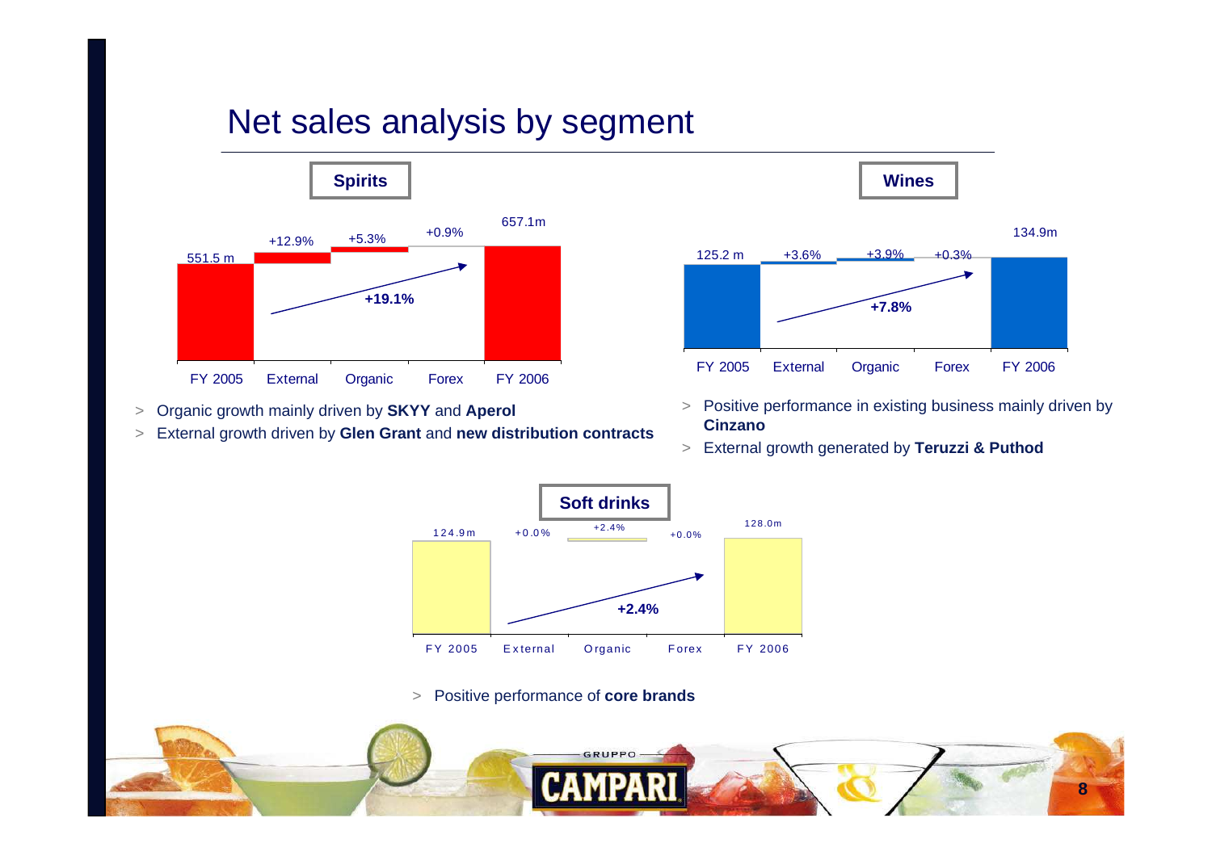# Net sales analysis by segment

## Spirits

| FY 2005 | External | Organic | Forex | FY 2006 |
|---|---|---|---|---|
| 551.5 m | +12.9% | +5.3% | +0.9% | 657.1m |

+19.1%

- Organic growth mainly driven by **SKYY** and **Aperol**
- External growth driven by **Glen Grant** and **new distribution contracts**

## Wines

| FY 2005 | External | Organic | Forex | FY 2006 |
|---|---|---|---|---|
| 125.2 m | +3.6% | +3.9% | +0.3% | 134.9m |

+7.8%

- Positive performance in existing business mainly driven by **Cinzano**
- External growth generated by **Teruzzi & Puthod**

## Soft drinks

| FY 2005 | External | Organic | Forex | FY 2006 |
|---|---|---|---|---|
| 124.9m | +0.0% | +2.4% | +0.0% | 128.0m |

+2.4%

- Positive performance of **core brands**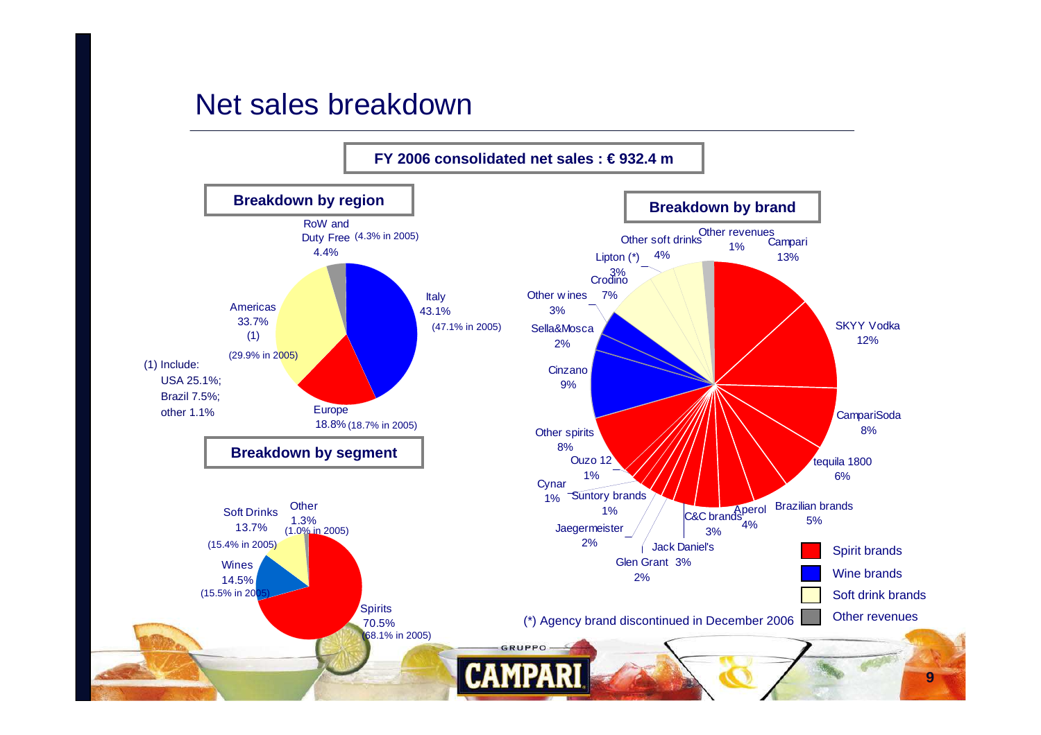# Net sales breakdown

**FY 2006 consolidated net sales : € 932.4 m**

## Breakdown by region

- Italy 43.1% (47.1% in 2005)
- Europe 18.8% (18.7% in 2005)
- Americas 33.7% (1) (29.9% in 2005)
- RoW and Duty Free 4.4% (4.3% in 2005)

(1) Include: USA 25.1%; Brazil 7.5%; other 1.1%

## Breakdown by segment

- Spirits 70.5% (68.1% in 2005)
- Wines 14.5% (15.5% in 2005)
- Soft Drinks 13.7% (15.4% in 2005)
- Other 1.3% (1.0% in 2005)

## Breakdown by brand

- Campari 13%
- SKYY Vodka 12%
- CampariSoda 8%
- tequila 1800 6%
- Brazilian brands 5%
- Aperol 4%
- C&C brands 3%
- Jack Daniel's 3%
- Glen Grant 2%
- Jaegermeister 2%
- Suntory brands 1%
- Cynar 1%
- Ouzo 12 1%
- Other spirits 8%
- Cinzano 9%
- Sella&Mosca 2%
- Other wines 3%
- Crodino 7%
- Lipton (*) 3%
- Other soft drinks 4%
- Other revenues 1%

Legend: Spirit brands; Wine brands; Soft drink brands; Other revenues

(*) Agency brand discontinued in December 2006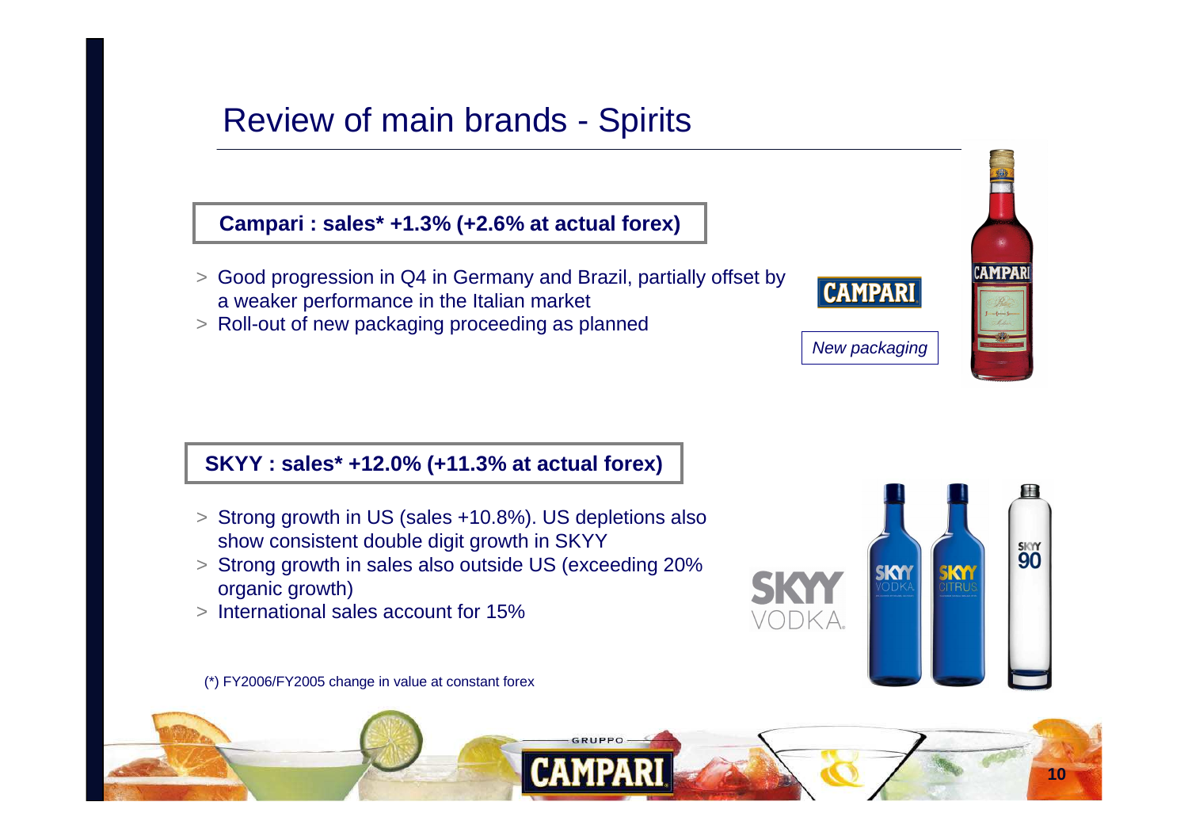# Review of main brands - Spirits

**Campari : sales* +1.3% (+2.6% at actual forex)**

- Good progression in Q4 in Germany and Brazil, partially offset by a weaker performance in the Italian market
- Roll-out of new packaging proceeding as planned

*New packaging*

**SKYY : sales* +12.0% (+11.3% at actual forex)**

- Strong growth in US (sales +10.8%). US depletions also show consistent double digit growth in SKYY
- Strong growth in sales also outside US (exceeding 20% organic growth)
- International sales account for 15%

(*) FY2006/FY2005 change in value at constant forex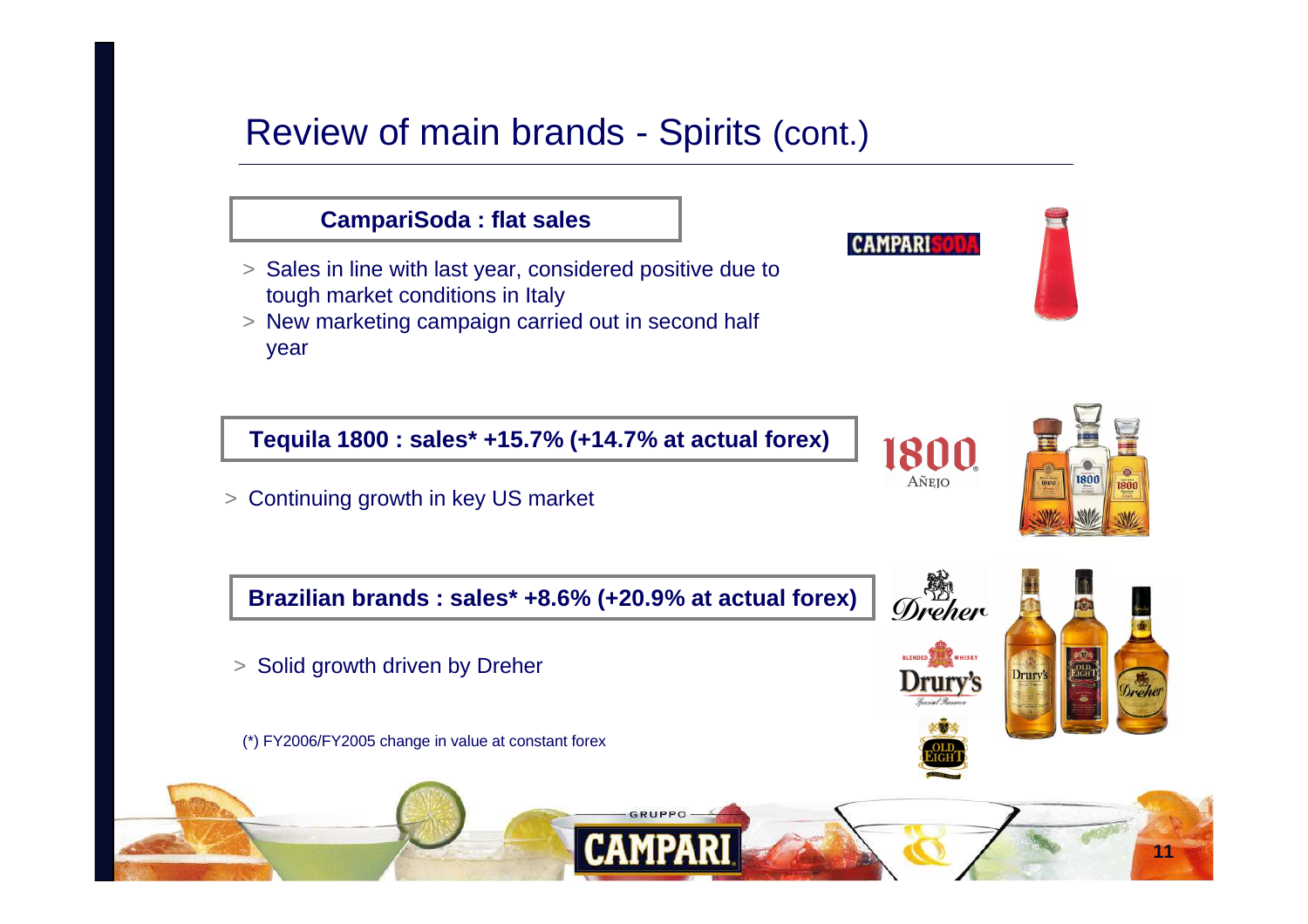# Review of main brands - Spirits (cont.)

**CampariSoda : flat sales**

- Sales in line with last year, considered positive due to tough market conditions in Italy
- New marketing campaign carried out in second half year

**Tequila 1800 : sales* +15.7% (+14.7% at actual forex)**

- Continuing growth in key US market

**Brazilian brands : sales* +8.6% (+20.9% at actual forex)**

- Solid growth driven by Dreher

(*) FY2006/FY2005 change in value at constant forex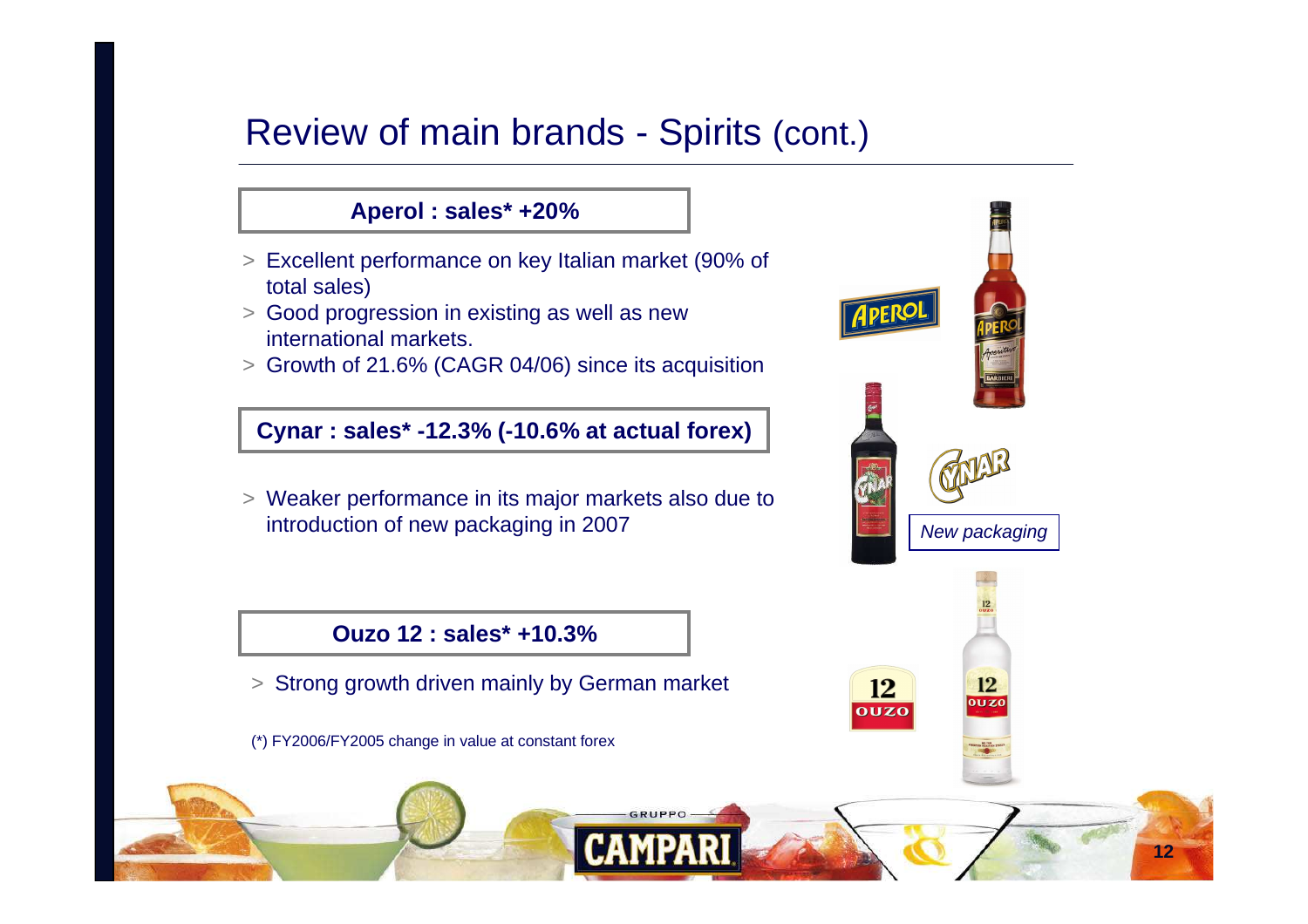# Review of main brands - Spirits (cont.)

**Aperol : sales* +20%**

- Excellent performance on key Italian market (90% of total sales)
- Good progression in existing as well as new international markets.
- Growth of 21.6% (CAGR 04/06) since its acquisition

**Cynar : sales* -12.3% (-10.6% at actual forex)**

- Weaker performance in its major markets also due to introduction of new packaging in 2007

*New packaging*

**Ouzo 12 : sales* +10.3%**

- Strong growth driven mainly by German market

(*) FY2006/FY2005 change in value at constant forex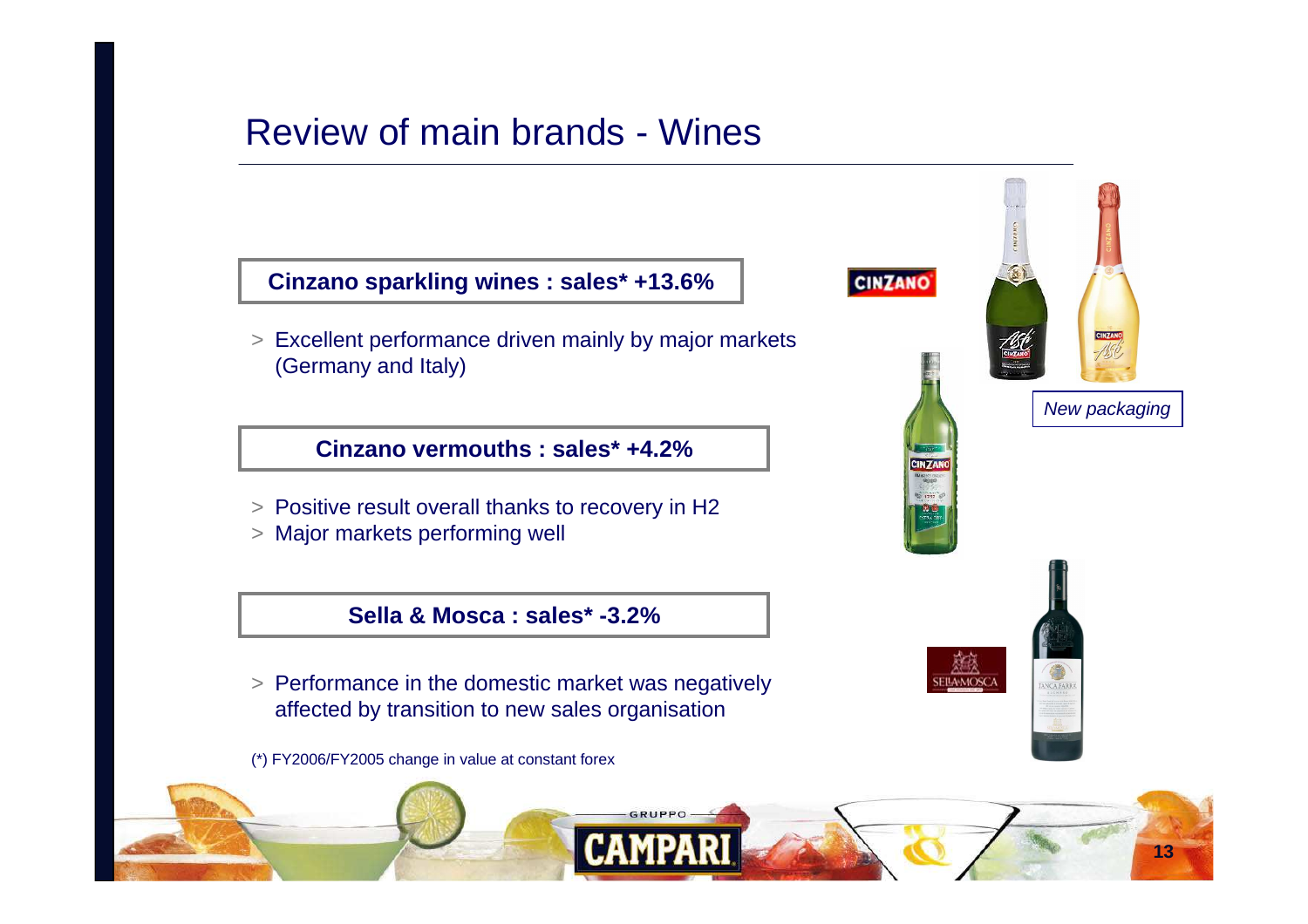# Review of main brands - Wines

**Cinzano sparkling wines : sales* +13.6%**

- Excellent performance driven mainly by major markets (Germany and Italy)

*New packaging*

**Cinzano vermouths : sales* +4.2%**

- Positive result overall thanks to recovery in H2
- Major markets performing well

**Sella & Mosca : sales* -3.2%**

- Performance in the domestic market was negatively affected by transition to new sales organisation

(*) FY2006/FY2005 change in value at constant forex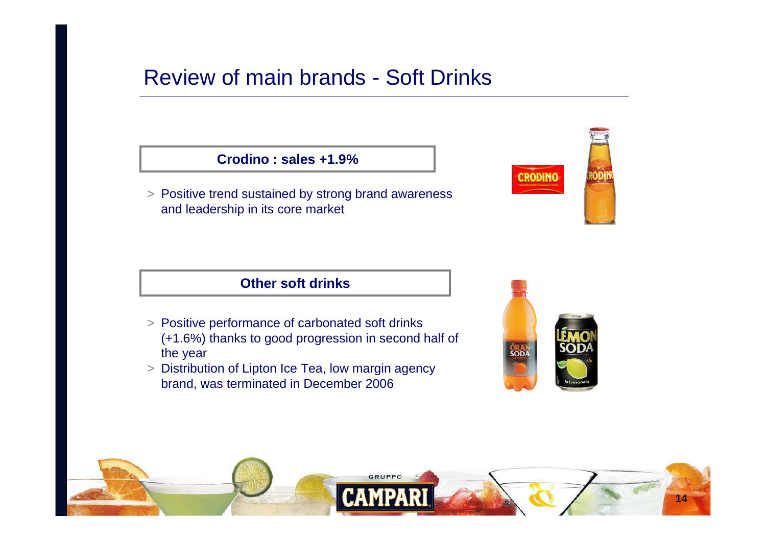# Review of main brands - Soft Drinks

**Crodino : sales +1.9%**

- Positive trend sustained by strong brand awareness and leadership in its core market

**Other soft drinks**

- Positive performance of carbonated soft drinks (+1.6%) thanks to good progression in second half of the year
- Distribution of Lipton Ice Tea, low margin agency brand, was terminated in December 2006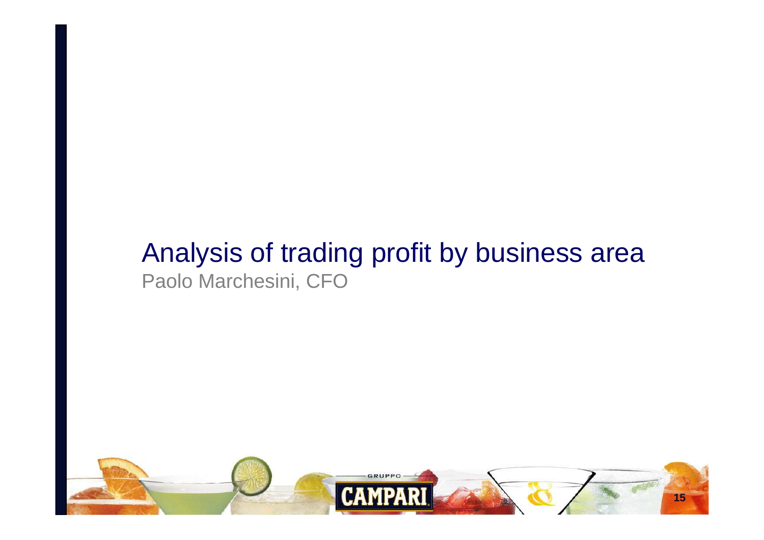# Analysis of trading profit by business area

Paolo Marchesini, CFO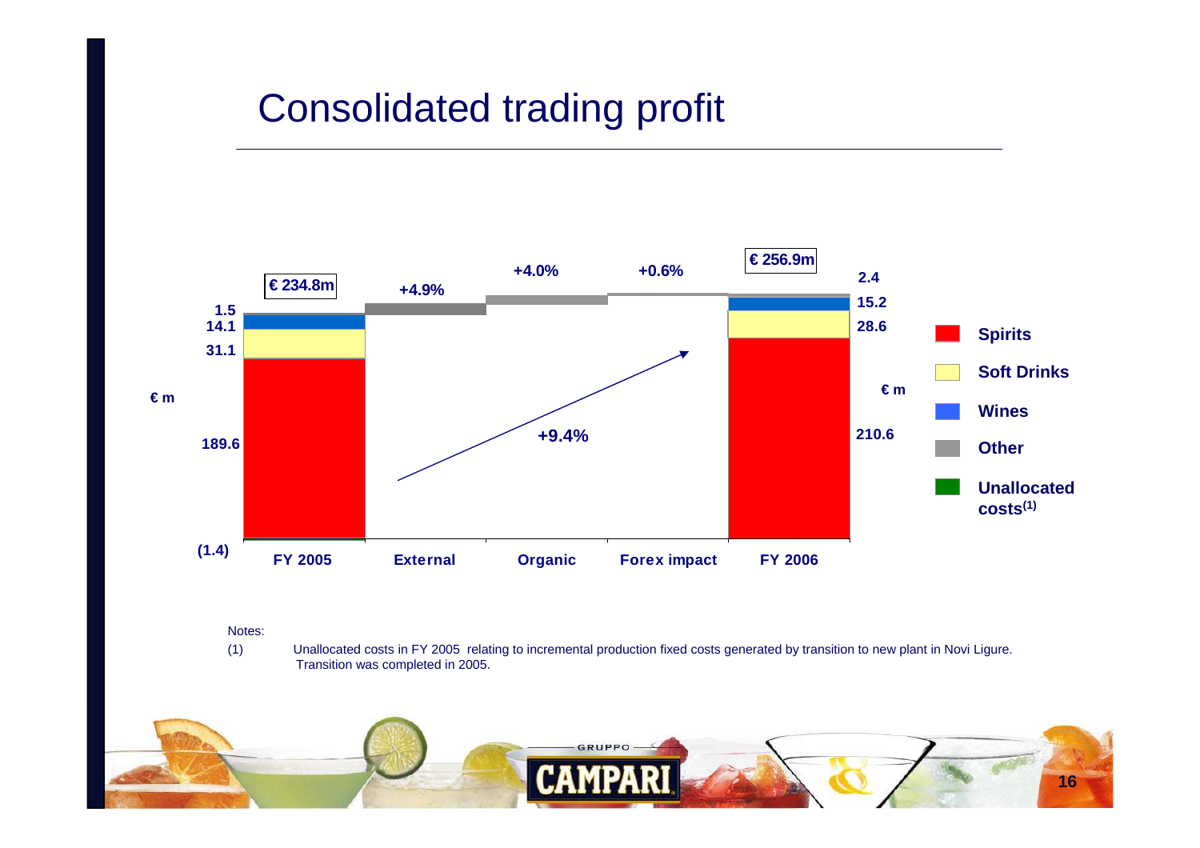# Consolidated trading profit

| € m | FY 2005 | FY 2006 |
| --- | --- | --- |
| Total | € 234.8m | € 256.9m |
| Other | 1.5 | 2.4 |
| Wines | 14.1 | 15.2 |
| Soft Drinks | 31.1 | 28.6 |
| Spirits | 189.6 | 210.6 |
| Unallocated costs(1) | (1.4) | |

| External | Organic | Forex impact |
| --- | --- | --- |
| +4.9% | +4.0% | +0.6% |

Total change FY 2005 to FY 2006: +9.4%

Notes:

(1) Unallocated costs in FY 2005 relating to incremental production fixed costs generated by transition to new plant in Novi Ligure. Transition was completed in 2005.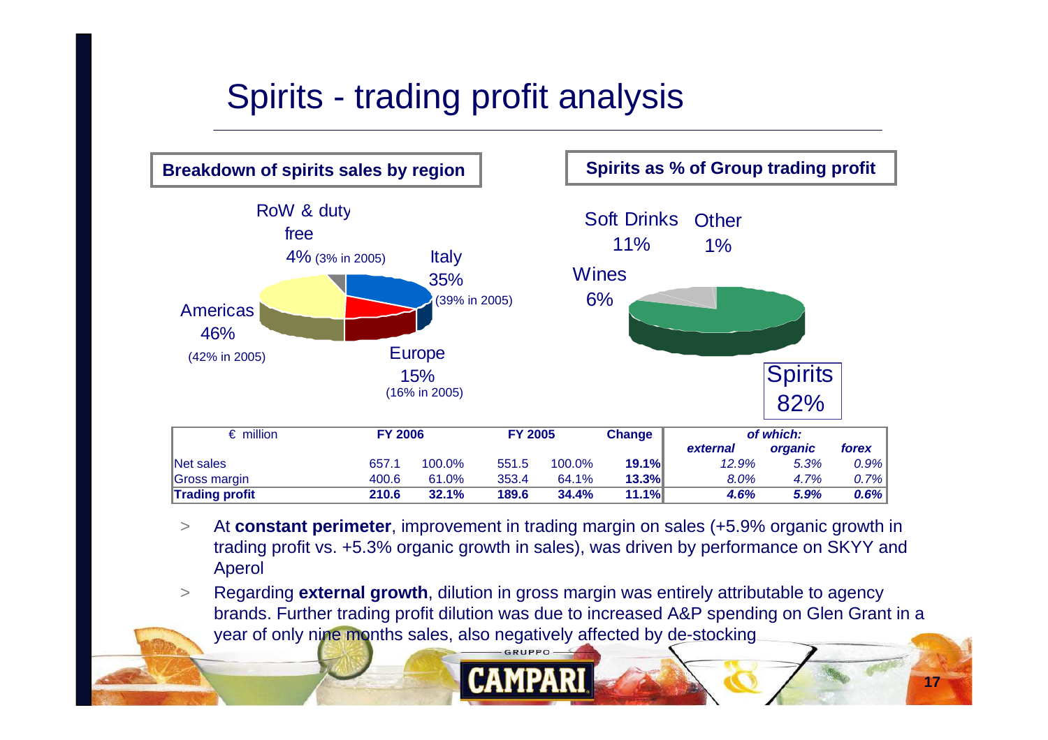# Spirits - trading profit analysis

**Breakdown of spirits sales by region**

- Italy 35% (39% in 2005)
- Europe 15% (16% in 2005)
- Americas 46% (42% in 2005)
- RoW & duty free 4% (3% in 2005)

**Spirits as % of Group trading profit**

- Spirits 82%
- Soft Drinks 11%
- Wines 6%
- Other 1%

| € million | FY 2006 | | FY 2005 | | Change | of which: external | of which: organic | of which: forex |
|---|---|---|---|---|---|---|---|---|
| Net sales | 657.1 | 100.0% | 551.5 | 100.0% | **19.1%** | *12.9%* | *5.3%* | *0.9%* |
| Gross margin | 400.6 | 61.0% | 353.4 | 64.1% | **13.3%** | *8.0%* | *4.7%* | *0.7%* |
| **Trading profit** | **210.6** | **32.1%** | **189.6** | **34.4%** | **11.1%** | ***4.6%*** | ***5.9%*** | ***0.6%*** |

> At **constant perimeter**, improvement in trading margin on sales (+5.9% organic growth in trading profit vs. +5.3% organic growth in sales), was driven by performance on SKYY and Aperol

> Regarding **external growth**, dilution in gross margin was entirely attributable to agency brands. Further trading profit dilution was due to increased A&P spending on Glen Grant in a year of only nine months sales, also negatively affected by de-stocking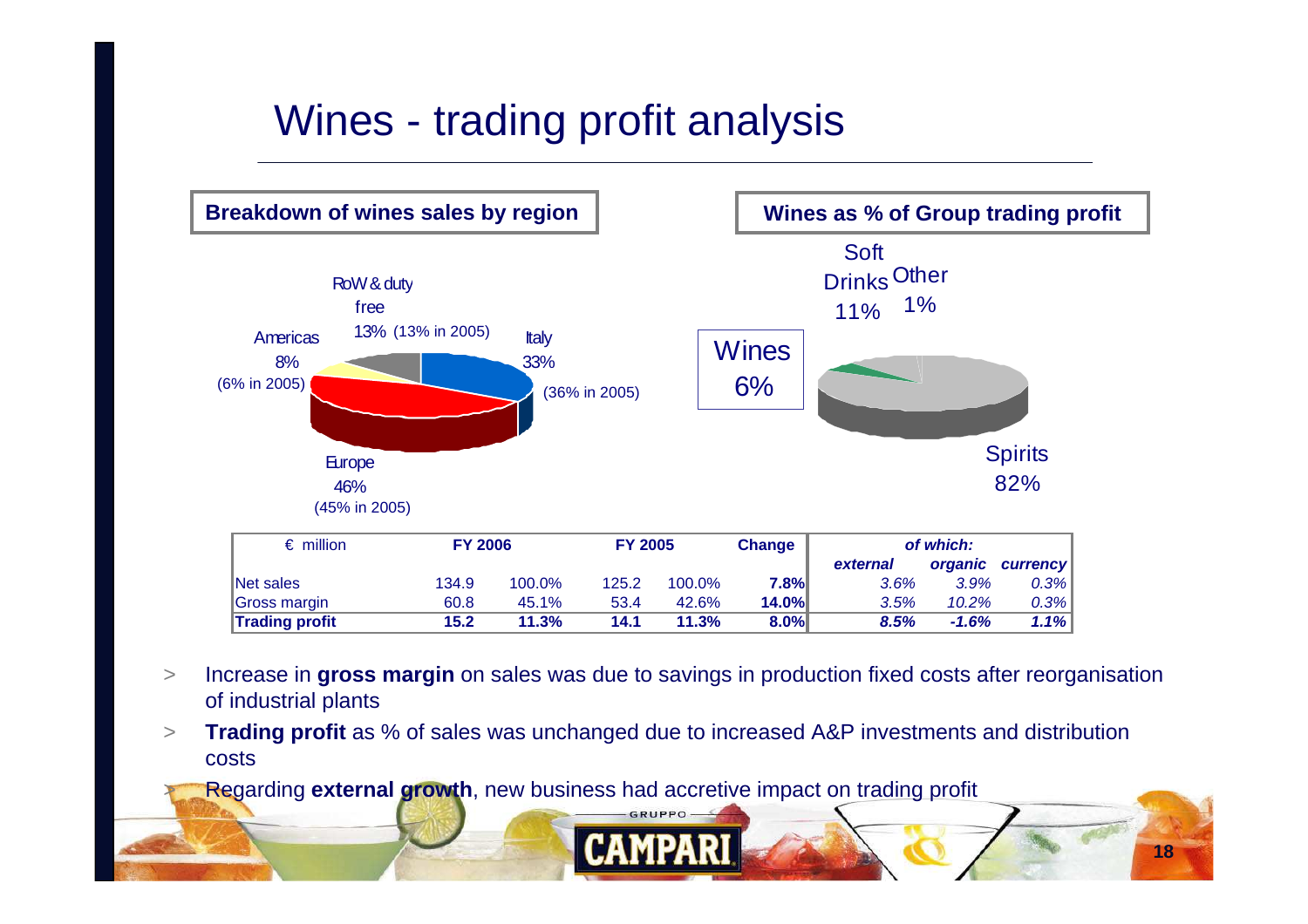# Wines - trading profit analysis

**Breakdown of wines sales by region**

- Italy 33% (36% in 2005)
- Europe 46% (45% in 2005)
- Americas 8% (6% in 2005)
- RoW & duty free 13% (13% in 2005)

**Wines as % of Group trading profit**

- Spirits 82%
- Soft Drinks 11%
- Wines 6%
- Other 1%

| € million | FY 2006 | | FY 2005 | | Change | of which: | | |
|---|---|---|---|---|---|---|---|---|
| | | | | | | *external* | *organic* | *currency* |
| Net sales | 134.9 | 100.0% | 125.2 | 100.0% | **7.8%** | *3.6%* | *3.9%* | *0.3%* |
| Gross margin | 60.8 | 45.1% | 53.4 | 42.6% | **14.0%** | *3.5%* | *10.2%* | *0.3%* |
| **Trading profit** | **15.2** | **11.3%** | **14.1** | **11.3%** | **8.0%** | ***8.5%*** | ***-1.6%*** | ***1.1%*** |

- Increase in **gross margin** on sales was due to savings in production fixed costs after reorganisation of industrial plants
- **Trading profit** as % of sales was unchanged due to increased A&P investments and distribution costs
- Regarding **external growth**, new business had accretive impact on trading profit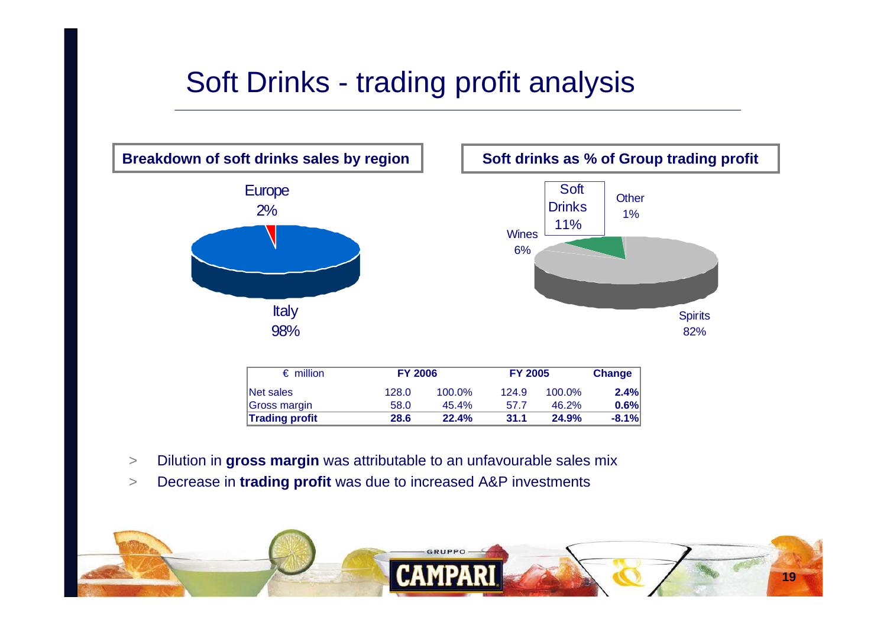# Soft Drinks - trading profit analysis

**Breakdown of soft drinks sales by region**

Europe 2%

Italy 98%

**Soft drinks as % of Group trading profit**

Soft Drinks 11%

Other 1%

Wines 6%

Spirits 82%

| € million | FY 2006 | | FY 2005 | | Change |
|---|---|---|---|---|---|
| Net sales | 128.0 | 100.0% | 124.9 | 100.0% | **2.4%** |
| Gross margin | 58.0 | 45.4% | 57.7 | 46.2% | **0.6%** |
| **Trading profit** | **28.6** | **22.4%** | **31.1** | **24.9%** | **-8.1%** |

- Dilution in **gross margin** was attributable to an unfavourable sales mix
- Decrease in **trading profit** was due to increased A&P investments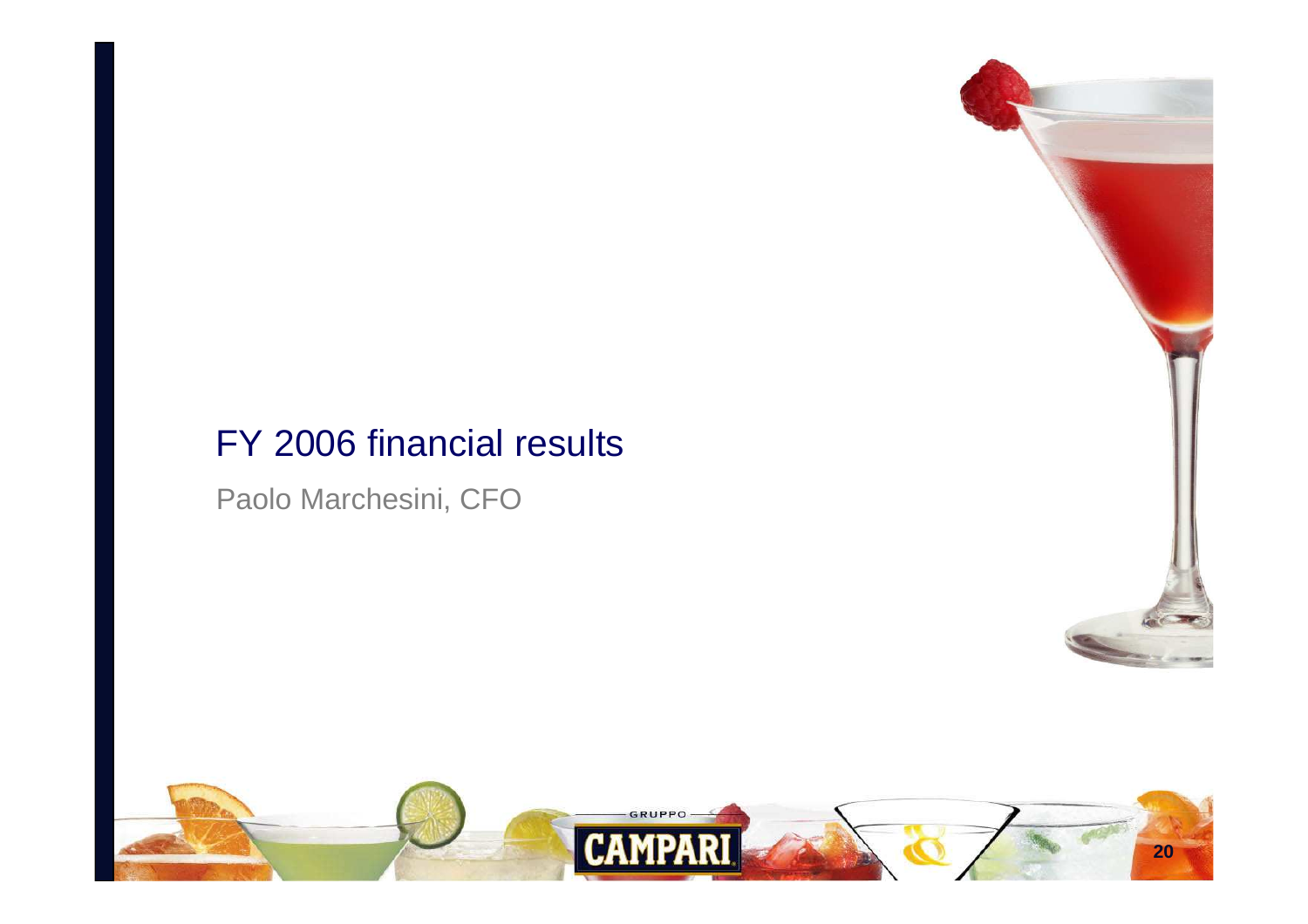# FY 2006 financial results

Paolo Marchesini, CFO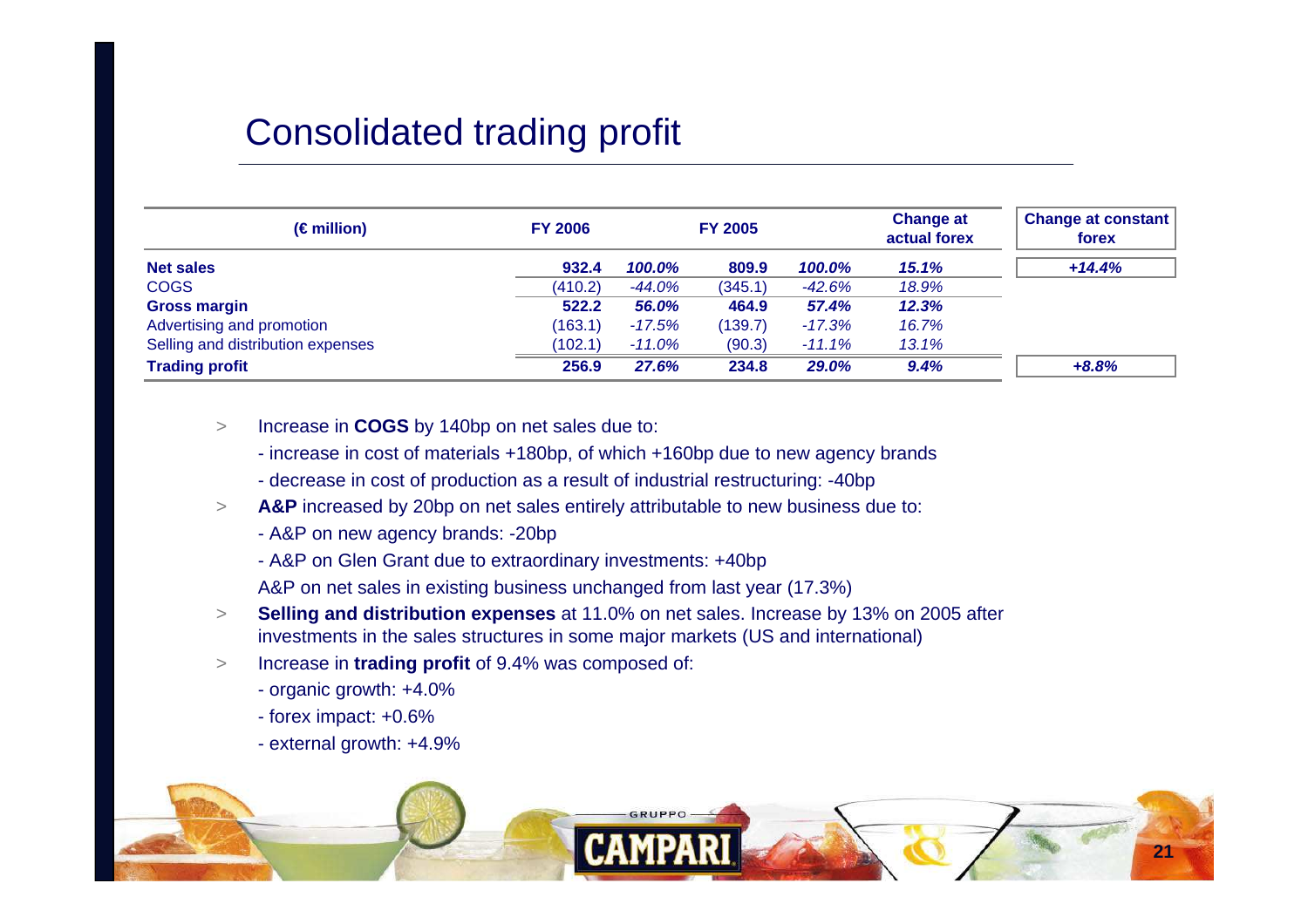# Consolidated trading profit

| (€ million) | FY 2006 | | FY 2005 | | Change at actual forex | Change at constant forex |
|---|---|---|---|---|---|---|
| **Net sales** | **932.4** | ***100.0%*** | **809.9** | ***100.0%*** | ***15.1%*** | ***+14.4%*** |
| COGS | (410.2) | *-44.0%* | (345.1) | *-42.6%* | *18.9%* | |
| **Gross margin** | **522.2** | ***56.0%*** | **464.9** | ***57.4%*** | ***12.3%*** | |
| Advertising and promotion | (163.1) | *-17.5%* | (139.7) | *-17.3%* | *16.7%* | |
| Selling and distribution expenses | (102.1) | *-11.0%* | (90.3) | *-11.1%* | *13.1%* | |
| **Trading profit** | **256.9** | ***27.6%*** | **234.8** | ***29.0%*** | ***9.4%*** | ***+8.8%*** |

- Increase in **COGS** by 140bp on net sales due to:
  - increase in cost of materials +180bp, of which +160bp due to new agency brands
  - decrease in cost of production as a result of industrial restructuring: -40bp
- **A&P** increased by 20bp on net sales entirely attributable to new business due to:
  - A&P on new agency brands: -20bp
  - A&P on Glen Grant due to extraordinary investments: +40bp

  A&P on net sales in existing business unchanged from last year (17.3%)
- **Selling and distribution expenses** at 11.0% on net sales. Increase by 13% on 2005 after investments in the sales structures in some major markets (US and international)
- Increase in **trading profit** of 9.4% was composed of:
  - organic growth: +4.0%
  - forex impact: +0.6%
  - external growth: +4.9%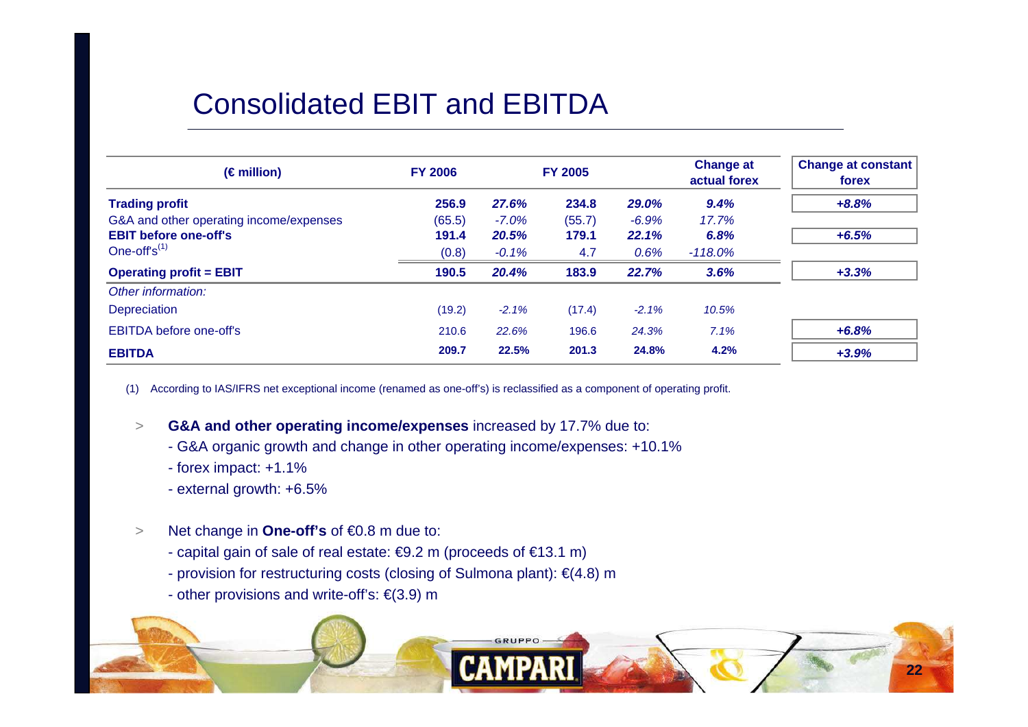# Consolidated EBIT and EBITDA

| (€ million) | FY 2006 | | FY 2005 | | Change at actual forex | Change at constant forex |
|---|---|---|---|---|---|---|
| **Trading profit** | **256.9** | ***27.6%*** | **234.8** | ***29.0%*** | ***9.4%*** | ***+8.8%*** |
| G&A and other operating income/expenses | (65.5) | *-7.0%* | (55.7) | *-6.9%* | *17.7%* | |
| **EBIT before one-off's** | **191.4** | ***20.5%*** | **179.1** | ***22.1%*** | ***6.8%*** | ***+6.5%*** |
| One-off's[1] | (0.8) | *-0.1%* | 4.7 | *0.6%* | *-118.0%* | |
| **Operating profit = EBIT** | **190.5** | ***20.4%*** | **183.9** | ***22.7%*** | ***3.6%*** | ***+3.3%*** |
| *Other information:* | | | | | | |
| Depreciation | (19.2) | *-2.1%* | (17.4) | *-2.1%* | *10.5%* | |
| EBITDA before one-off's | 210.6 | *22.6%* | 196.6 | *24.3%* | *7.1%* | ***+6.8%*** |
| **EBITDA** | **209.7** | **22.5%** | **201.3** | **24.8%** | **4.2%** | ***+3.9%*** |

(1) According to IAS/IFRS net exceptional income (renamed as one-off's) is reclassified as a component of operating profit.

> **G&A and other operating income/expenses** increased by 17.7% due to:
> - G&A organic growth and change in other operating income/expenses: +10.1%
> - forex impact: +1.1%
> - external growth: +6.5%

> Net change in **One-off's** of €0.8 m due to:
> - capital gain of sale of real estate: €9.2 m (proceeds of €13.1 m)
> - provision for restructuring costs (closing of Sulmona plant): €(4.8) m
> - other provisions and write-off's: €(3.9) m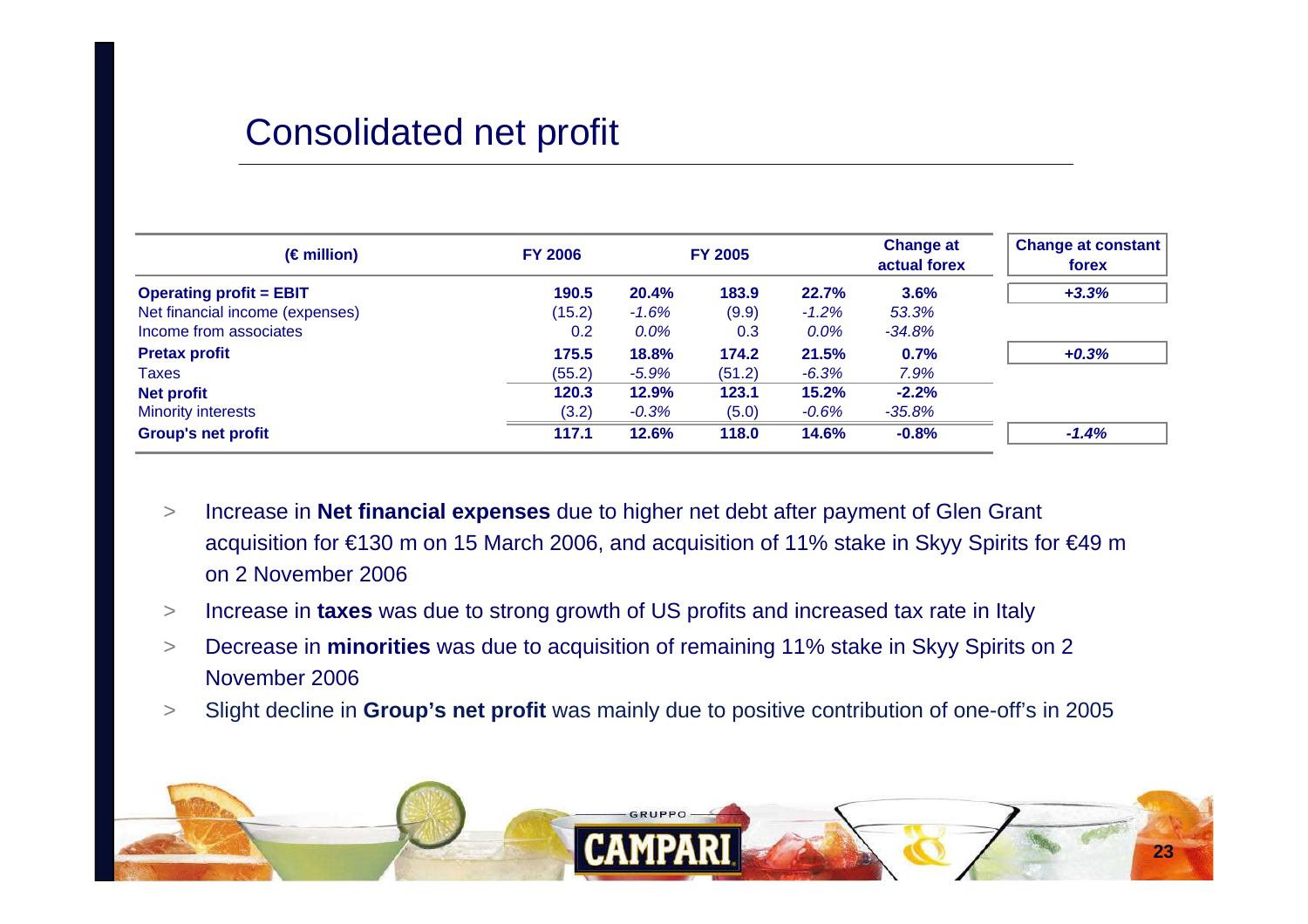# Consolidated net profit

| (€ million) | FY 2006 | | FY 2005 | | Change at actual forex | Change at constant forex |
|---|---|---|---|---|---|---|
| **Operating profit = EBIT** | **190.5** | **20.4%** | **183.9** | **22.7%** | **3.6%** | ***+3.3%*** |
| Net financial income (expenses) | (15.2) | *-1.6%* | (9.9) | *-1.2%* | *53.3%* | |
| Income from associates | 0.2 | *0.0%* | 0.3 | *0.0%* | *-34.8%* | |
| **Pretax profit** | **175.5** | **18.8%** | **174.2** | **21.5%** | **0.7%** | ***+0.3%*** |
| Taxes | (55.2) | *-5.9%* | (51.2) | *-6.3%* | *7.9%* | |
| **Net profit** | **120.3** | **12.9%** | **123.1** | **15.2%** | **-2.2%** | |
| Minority interests | (3.2) | *-0.3%* | (5.0) | *-0.6%* | *-35.8%* | |
| **Group's net profit** | **117.1** | **12.6%** | **118.0** | **14.6%** | **-0.8%** | ***-1.4%*** |

- Increase in **Net financial expenses** due to higher net debt after payment of Glen Grant acquisition for €130 m on 15 March 2006, and acquisition of 11% stake in Skyy Spirits for €49 m on 2 November 2006
- Increase in **taxes** was due to strong growth of US profits and increased tax rate in Italy
- Decrease in **minorities** was due to acquisition of remaining 11% stake in Skyy Spirits on 2 November 2006
- Slight decline in **Group's net profit** was mainly due to positive contribution of one-off's in 2005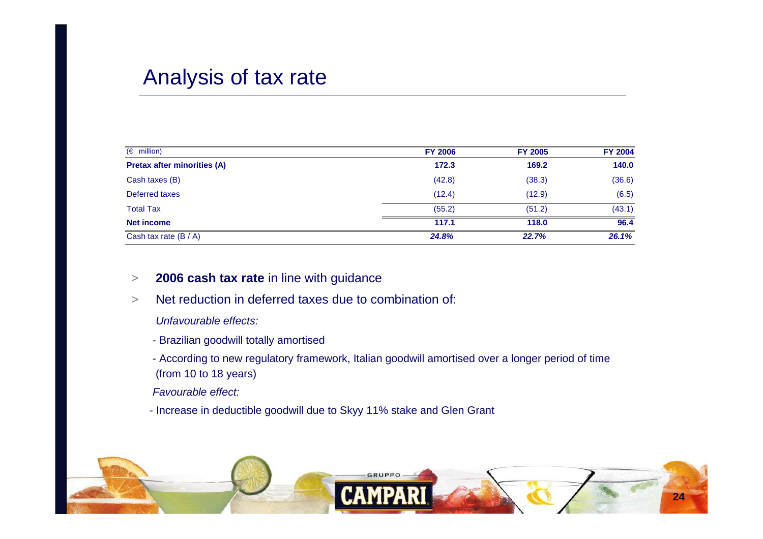# Analysis of tax rate

| (€ million) | FY 2006 | FY 2005 | FY 2004 |
|---|---|---|---|
| **Pretax after minorities (A)** | **172.3** | **169.2** | **140.0** |
| Cash taxes (B) | (42.8) | (38.3) | (36.6) |
| Deferred taxes | (12.4) | (12.9) | (6.5) |
| Total Tax | (55.2) | (51.2) | (43.1) |
| **Net income** | **117.1** | **118.0** | **96.4** |
| Cash tax rate (B / A) | ***24.8%*** | ***22.7%*** | ***26.1%*** |

> **2006 cash tax rate** in line with guidance

> Net reduction in deferred taxes due to combination of:

*Unfavourable effects:*

- Brazilian goodwill totally amortised
- According to new regulatory framework, Italian goodwill amortised over a longer period of time (from 10 to 18 years)

*Favourable effect:*

- Increase in deductible goodwill due to Skyy 11% stake and Glen Grant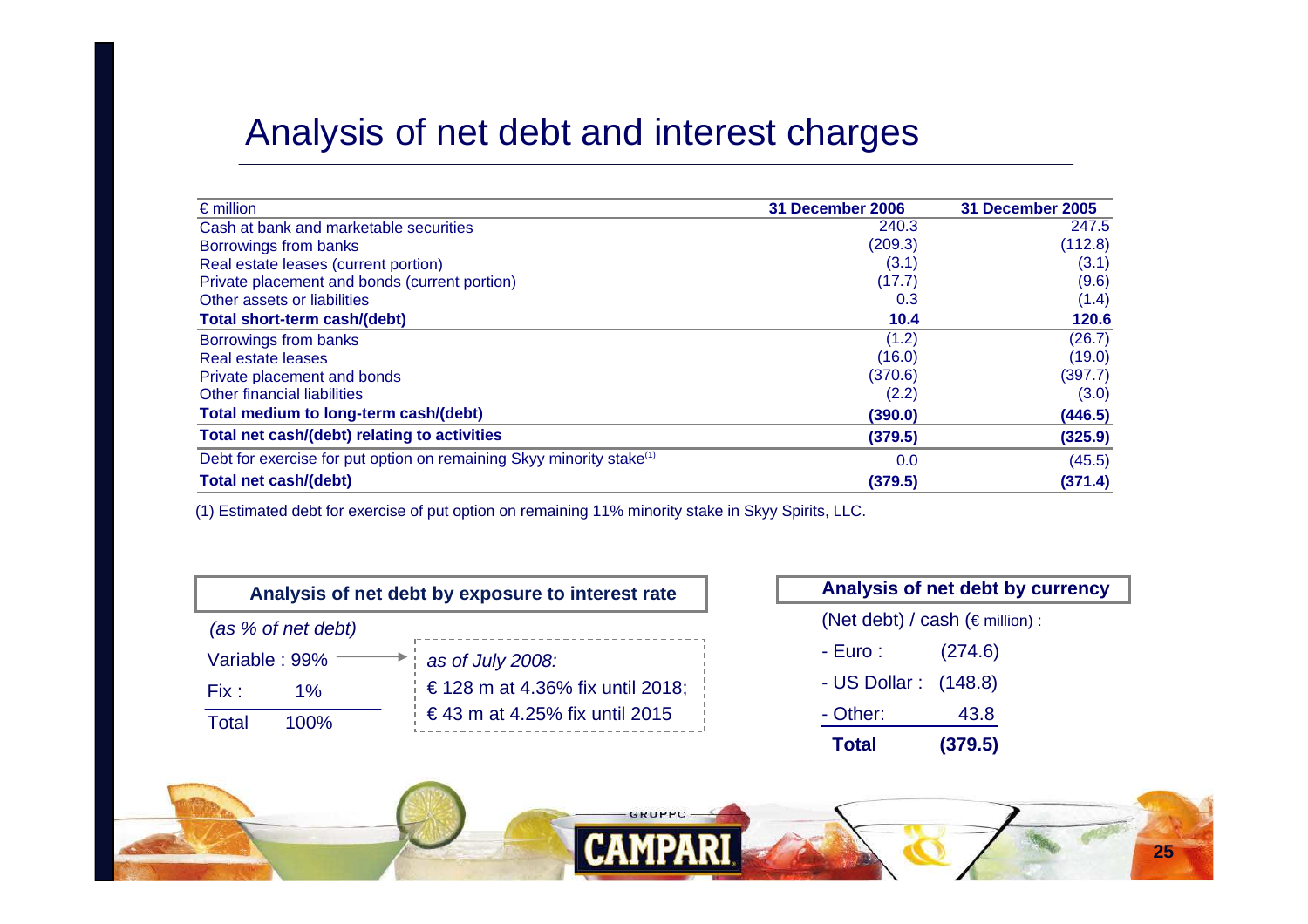# Analysis of net debt and interest charges

| € million | 31 December 2006 | 31 December 2005 |
|---|---|---|
| Cash at bank and marketable securities | 240.3 | 247.5 |
| Borrowings from banks | (209.3) | (112.8) |
| Real estate leases (current portion) | (3.1) | (3.1) |
| Private placement and bonds (current portion) | (17.7) | (9.6) |
| Other assets or liabilities | 0.3 | (1.4) |
| **Total short-term cash/(debt)** | **10.4** | **120.6** |
| Borrowings from banks | (1.2) | (26.7) |
| Real estate leases | (16.0) | (19.0) |
| Private placement and bonds | (370.6) | (397.7) |
| Other financial liabilities | (2.2) | (3.0) |
| **Total medium to long-term cash/(debt)** | **(390.0)** | **(446.5)** |
| **Total net cash/(debt) relating to activities** | **(379.5)** | **(325.9)** |
| Debt for exercise for put option on remaining Skyy minority stake[1] | 0.0 | (45.5) |
| **Total net cash/(debt)** | **(379.5)** | **(371.4)** |

(1) Estimated debt for exercise of put option on remaining 11% minority stake in Skyy Spirits, LLC.

## Analysis of net debt by exposure to interest rate

*(as % of net debt)*

| | |
|---|---|
| Variable : | 99% |
| Fix : | 1% |
| Total | 100% |

*as of July 2008:*

€ 128 m at 4.36% fix until 2018;
€ 43 m at 4.25% fix until 2015

## Analysis of net debt by currency

(Net debt) / cash (€ million) :

| | |
|---|---|
| - Euro : | (274.6) |
| - US Dollar : | (148.8) |
| - Other: | 43.8 |
| **Total** | **(379.5)** |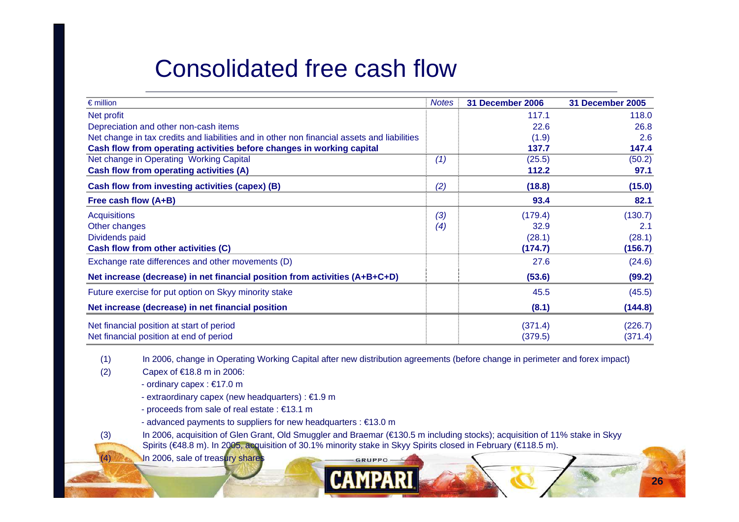# Consolidated free cash flow

| € million | Notes | 31 December 2006 | 31 December 2005 |
|---|---|---|---|
| Net profit | | 117.1 | 118.0 |
| Depreciation and other non-cash items | | 22.6 | 26.8 |
| Net change in tax credits and liabilities and in other non financial assets and liabilities | | (1.9) | 2.6 |
| **Cash flow from operating activities before changes in working capital** | | **137.7** | **147.4** |
| Net change in Operating Working Capital | *(1)* | (25.5) | (50.2) |
| **Cash flow from operating activities (A)** | | **112.2** | **97.1** |
| **Cash flow from investing activities (capex) (B)** | *(2)* | **(18.8)** | **(15.0)** |
| **Free cash flow (A+B)** | | **93.4** | **82.1** |
| Acquisitions | *(3)* | (179.4) | (130.7) |
| Other changes | *(4)* | 32.9 | 2.1 |
| Dividends paid | | (28.1) | (28.1) |
| **Cash flow from other activities (C)** | | **(174.7)** | **(156.7)** |
| Exchange rate differences and other movements (D) | | 27.6 | (24.6) |
| **Net increase (decrease) in net financial position from activities (A+B+C+D)** | | **(53.6)** | **(99.2)** |
| Future exercise for put option on Skyy minority stake | | 45.5 | (45.5) |
| **Net increase (decrease) in net financial position** | | **(8.1)** | **(144.8)** |
| Net financial position at start of period | | (371.4) | (226.7) |
| Net financial position at end of period | | (379.5) | (371.4) |

(1) In 2006, change in Operating Working Capital after new distribution agreements (before change in perimeter and forex impact)

(2) Capex of €18.8 m in 2006:
- ordinary capex : €17.0 m
- extraordinary capex (new headquarters) : €1.9 m
- proceeds from sale of real estate : €13.1 m
- advanced payments to suppliers for new headquarters : €13.0 m

(3) In 2006, acquisition of Glen Grant, Old Smuggler and Braemar (€130.5 m including stocks); acquisition of 11% stake in Skyy Spirits (€48.8 m). In 2005, acquisition of 30.1% minority stake in Skyy Spirits closed in February (€118.5 m).

(4) In 2006, sale of treasury shares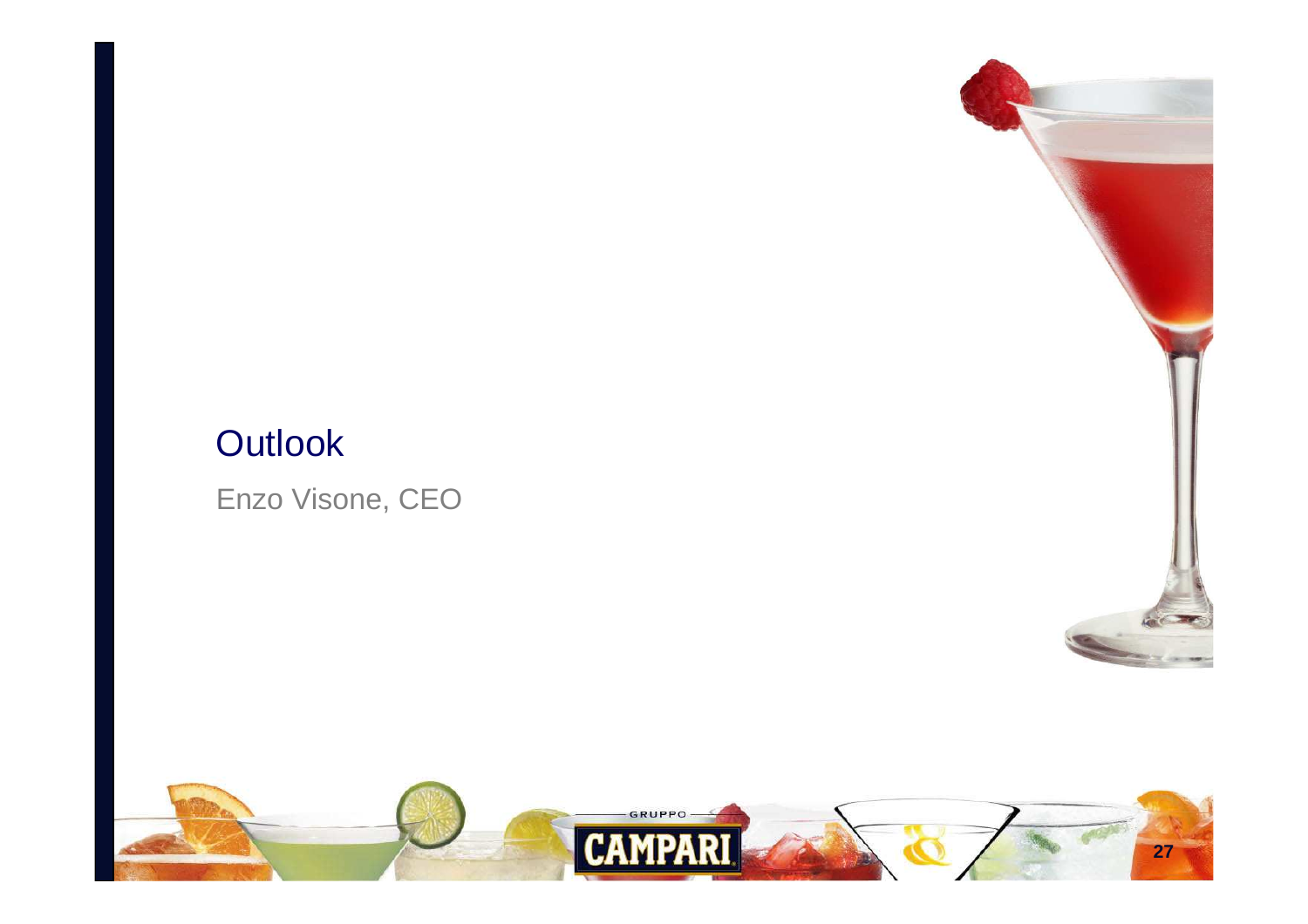# Outlook

Enzo Visone, CEO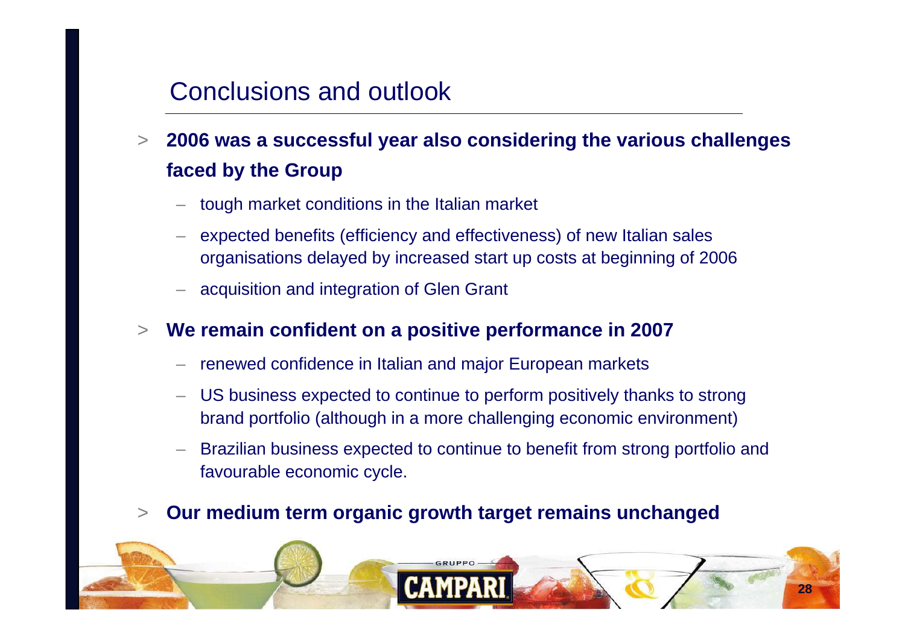# Conclusions and outlook

- **2006 was a successful year also considering the various challenges faced by the Group**
  - tough market conditions in the Italian market
  - expected benefits (efficiency and effectiveness) of new Italian sales organisations delayed by increased start up costs at beginning of 2006
  - acquisition and integration of Glen Grant
- **We remain confident on a positive performance in 2007**
  - renewed confidence in Italian and major European markets
  - US business expected to continue to perform positively thanks to strong brand portfolio (although in a more challenging economic environment)
  - Brazilian business expected to continue to benefit from strong portfolio and favourable economic cycle.
- **Our medium term organic growth target remains unchanged**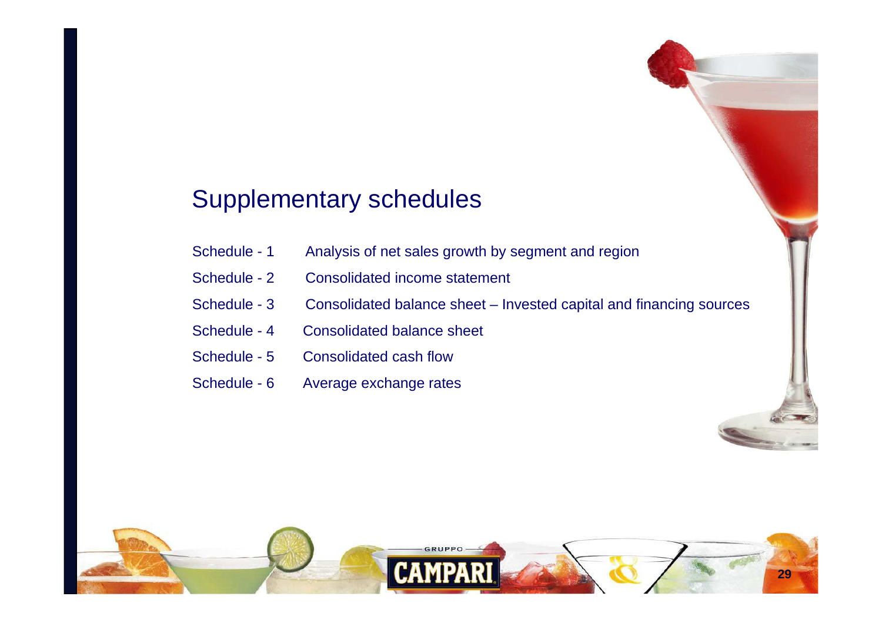# Supplementary schedules

| | |
|---|---|
| Schedule - 1 | Analysis of net sales growth by segment and region |
| Schedule - 2 | Consolidated income statement |
| Schedule - 3 | Consolidated balance sheet – Invested capital and financing sources |
| Schedule - 4 | Consolidated balance sheet |
| Schedule - 5 | Consolidated cash flow |
| Schedule - 6 | Average exchange rates |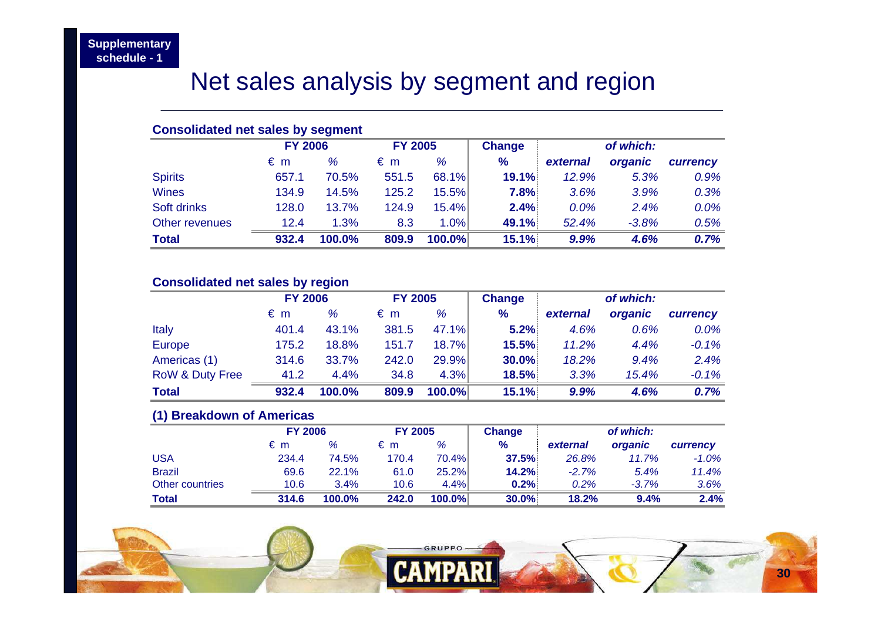Supplementary schedule - 1

# Net sales analysis by segment and region

## Consolidated net sales by segment

| | FY 2006 | | FY 2005 | | Change | of which: | | |
|---|---|---|---|---|---|---|---|---|
| | € m | % | € m | % | % | *external* | *organic* | *currency* |
| Spirits | 657.1 | 70.5% | 551.5 | 68.1% | **19.1%** | *12.9%* | *5.3%* | *0.9%* |
| Wines | 134.9 | 14.5% | 125.2 | 15.5% | **7.8%** | *3.6%* | *3.9%* | *0.3%* |
| Soft drinks | 128.0 | 13.7% | 124.9 | 15.4% | **2.4%** | *0.0%* | *2.4%* | *0.0%* |
| Other revenues | 12.4 | 1.3% | 8.3 | 1.0% | **49.1%** | *52.4%* | *-3.8%* | *0.5%* |
| **Total** | **932.4** | **100.0%** | **809.9** | **100.0%** | **15.1%** | ***9.9%*** | ***4.6%*** | ***0.7%*** |

## Consolidated net sales by region

| | FY 2006 | | FY 2005 | | Change | of which: | | |
|---|---|---|---|---|---|---|---|---|
| | € m | % | € m | % | % | *external* | *organic* | *currency* |
| Italy | 401.4 | 43.1% | 381.5 | 47.1% | **5.2%** | *4.6%* | *0.6%* | *0.0%* |
| Europe | 175.2 | 18.8% | 151.7 | 18.7% | **15.5%** | *11.2%* | *4.4%* | *-0.1%* |
| Americas (1) | 314.6 | 33.7% | 242.0 | 29.9% | **30.0%** | *18.2%* | *9.4%* | *2.4%* |
| RoW & Duty Free | 41.2 | 4.4% | 34.8 | 4.3% | **18.5%** | *3.3%* | *15.4%* | *-0.1%* |
| **Total** | **932.4** | **100.0%** | **809.9** | **100.0%** | **15.1%** | ***9.9%*** | ***4.6%*** | ***0.7%*** |

## (1) Breakdown of Americas

| | FY 2006 | | FY 2005 | | Change | of which: | | |
|---|---|---|---|---|---|---|---|---|
| | € m | % | € m | % | % | *external* | *organic* | *currency* |
| USA | 234.4 | 74.5% | 170.4 | 70.4% | **37.5%** | *26.8%* | *11.7%* | *-1.0%* |
| Brazil | 69.6 | 22.1% | 61.0 | 25.2% | **14.2%** | *-2.7%* | *5.4%* | *11.4%* |
| Other countries | 10.6 | 3.4% | 10.6 | 4.4% | **0.2%** | *0.2%* | *-3.7%* | *3.6%* |
| **Total** | **314.6** | **100.0%** | **242.0** | **100.0%** | **30.0%** | **18.2%** | **9.4%** | **2.4%** |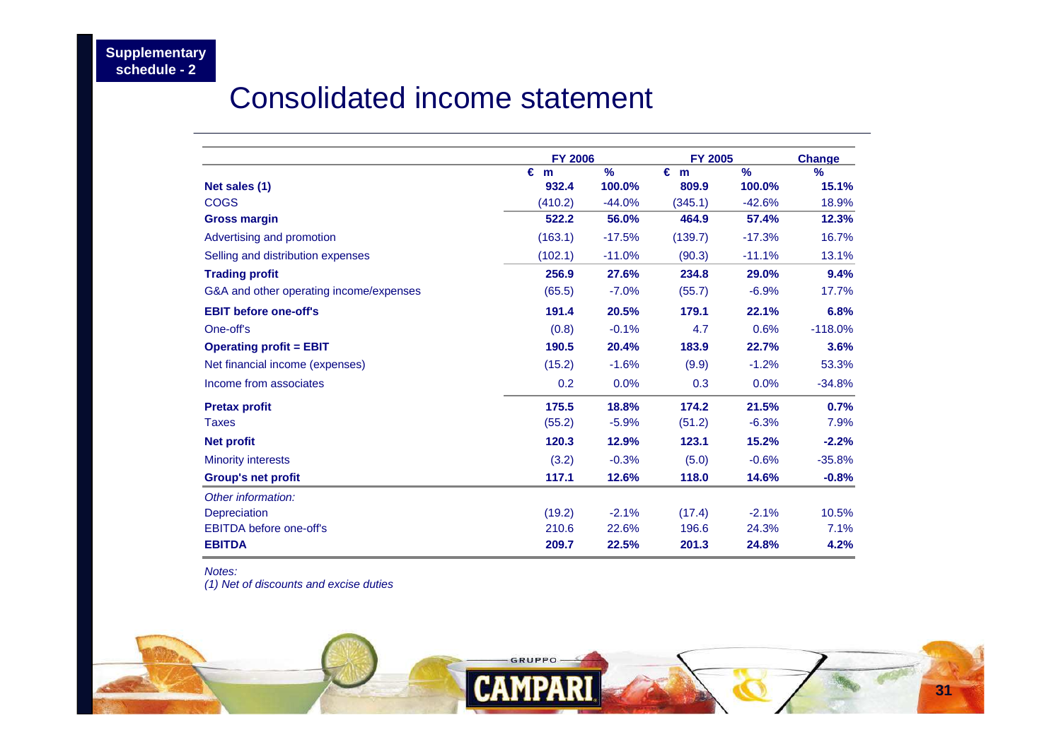Supplementary schedule - 2

# Consolidated income statement

| | FY 2006 | | FY 2005 | | Change |
|---|---|---|---|---|---|
| | € m | % | € m | % | % |
| **Net sales (1)** | **932.4** | **100.0%** | **809.9** | **100.0%** | **15.1%** |
| COGS | (410.2) | -44.0% | (345.1) | -42.6% | 18.9% |
| **Gross margin** | **522.2** | **56.0%** | **464.9** | **57.4%** | **12.3%** |
| Advertising and promotion | (163.1) | -17.5% | (139.7) | -17.3% | 16.7% |
| Selling and distribution expenses | (102.1) | -11.0% | (90.3) | -11.1% | 13.1% |
| **Trading profit** | **256.9** | **27.6%** | **234.8** | **29.0%** | **9.4%** |
| G&A and other operating income/expenses | (65.5) | -7.0% | (55.7) | -6.9% | 17.7% |
| **EBIT before one-off's** | **191.4** | **20.5%** | **179.1** | **22.1%** | **6.8%** |
| One-off's | (0.8) | -0.1% | 4.7 | 0.6% | -118.0% |
| **Operating profit = EBIT** | **190.5** | **20.4%** | **183.9** | **22.7%** | **3.6%** |
| Net financial income (expenses) | (15.2) | -1.6% | (9.9) | -1.2% | 53.3% |
| Income from associates | 0.2 | 0.0% | 0.3 | 0.0% | -34.8% |
| **Pretax profit** | **175.5** | **18.8%** | **174.2** | **21.5%** | **0.7%** |
| Taxes | (55.2) | -5.9% | (51.2) | -6.3% | 7.9% |
| **Net profit** | **120.3** | **12.9%** | **123.1** | **15.2%** | **-2.2%** |
| Minority interests | (3.2) | -0.3% | (5.0) | -0.6% | -35.8% |
| **Group's net profit** | **117.1** | **12.6%** | **118.0** | **14.6%** | **-0.8%** |
| *Other information:* | | | | | |
| Depreciation | (19.2) | -2.1% | (17.4) | -2.1% | 10.5% |
| EBITDA before one-off's | 210.6 | 22.6% | 196.6 | 24.3% | 7.1% |
| **EBITDA** | **209.7** | **22.5%** | **201.3** | **24.8%** | **4.2%** |

*Notes:*
*(1) Net of discounts and excise duties*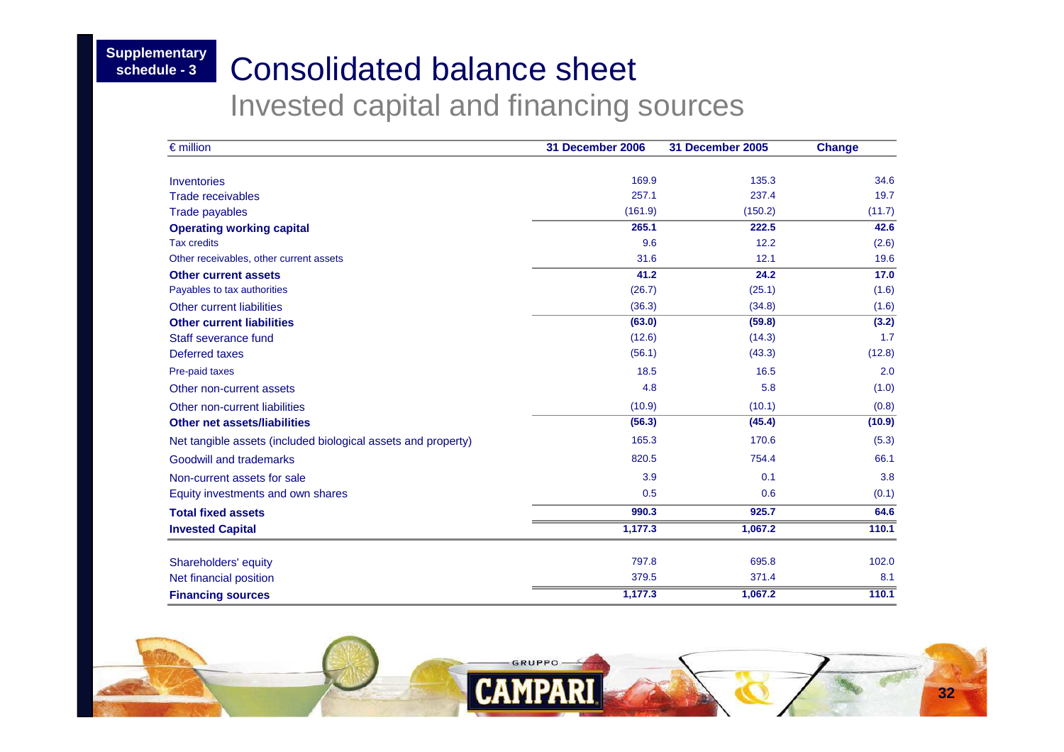Supplementary schedule - 3

# Consolidated balance sheet

## Invested capital and financing sources

| € million | 31 December 2006 | 31 December 2005 | Change |
|---|---|---|---|
| Inventories | 169.9 | 135.3 | 34.6 |
| Trade receivables | 257.1 | 237.4 | 19.7 |
| Trade payables | (161.9) | (150.2) | (11.7) |
| **Operating working capital** | **265.1** | **222.5** | **42.6** |
| Tax credits | 9.6 | 12.2 | (2.6) |
| Other receivables, other current assets | 31.6 | 12.1 | 19.6 |
| **Other current assets** | **41.2** | **24.2** | **17.0** |
| Payables to tax authorities | (26.7) | (25.1) | (1.6) |
| Other current liabilities | (36.3) | (34.8) | (1.6) |
| **Other current liabilities** | **(63.0)** | **(59.8)** | **(3.2)** |
| Staff severance fund | (12.6) | (14.3) | 1.7 |
| Deferred taxes | (56.1) | (43.3) | (12.8) |
| Pre-paid taxes | 18.5 | 16.5 | 2.0 |
| Other non-current assets | 4.8 | 5.8 | (1.0) |
| Other non-current liabilities | (10.9) | (10.1) | (0.8) |
| **Other net assets/liabilities** | **(56.3)** | **(45.4)** | **(10.9)** |
| Net tangible assets (included biological assets and property) | 165.3 | 170.6 | (5.3) |
| Goodwill and trademarks | 820.5 | 754.4 | 66.1 |
| Non-current assets for sale | 3.9 | 0.1 | 3.8 |
| Equity investments and own shares | 0.5 | 0.6 | (0.1) |
| **Total fixed assets** | **990.3** | **925.7** | **64.6** |
| **Invested Capital** | **1,177.3** | **1,067.2** | **110.1** |
| Shareholders' equity | 797.8 | 695.8 | 102.0 |
| Net financial position | 379.5 | 371.4 | 8.1 |
| **Financing sources** | **1,177.3** | **1,067.2** | **110.1** |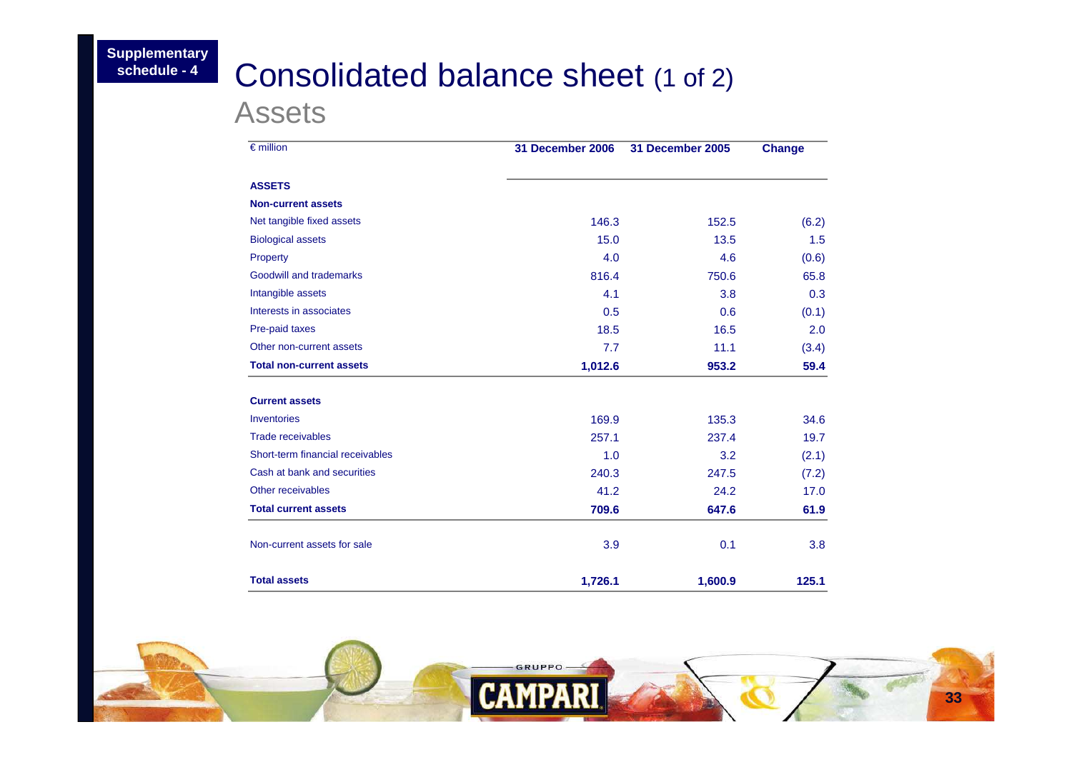Supplementary schedule - 4

# Consolidated balance sheet (1 of 2)

## Assets

| € million | 31 December 2006 | 31 December 2005 | Change |
|---|---|---|---|
| **ASSETS** | | | |
| **Non-current assets** | | | |
| Net tangible fixed assets | 146.3 | 152.5 | (6.2) |
| Biological assets | 15.0 | 13.5 | 1.5 |
| Property | 4.0 | 4.6 | (0.6) |
| Goodwill and trademarks | 816.4 | 750.6 | 65.8 |
| Intangible assets | 4.1 | 3.8 | 0.3 |
| Interests in associates | 0.5 | 0.6 | (0.1) |
| Pre-paid taxes | 18.5 | 16.5 | 2.0 |
| Other non-current assets | 7.7 | 11.1 | (3.4) |
| **Total non-current assets** | **1,012.6** | **953.2** | **59.4** |
| **Current assets** | | | |
| Inventories | 169.9 | 135.3 | 34.6 |
| Trade receivables | 257.1 | 237.4 | 19.7 |
| Short-term financial receivables | 1.0 | 3.2 | (2.1) |
| Cash at bank and securities | 240.3 | 247.5 | (7.2) |
| Other receivables | 41.2 | 24.2 | 17.0 |
| **Total current assets** | **709.6** | **647.6** | **61.9** |
| Non-current assets for sale | 3.9 | 0.1 | 3.8 |
| **Total assets** | **1,726.1** | **1,600.9** | **125.1** |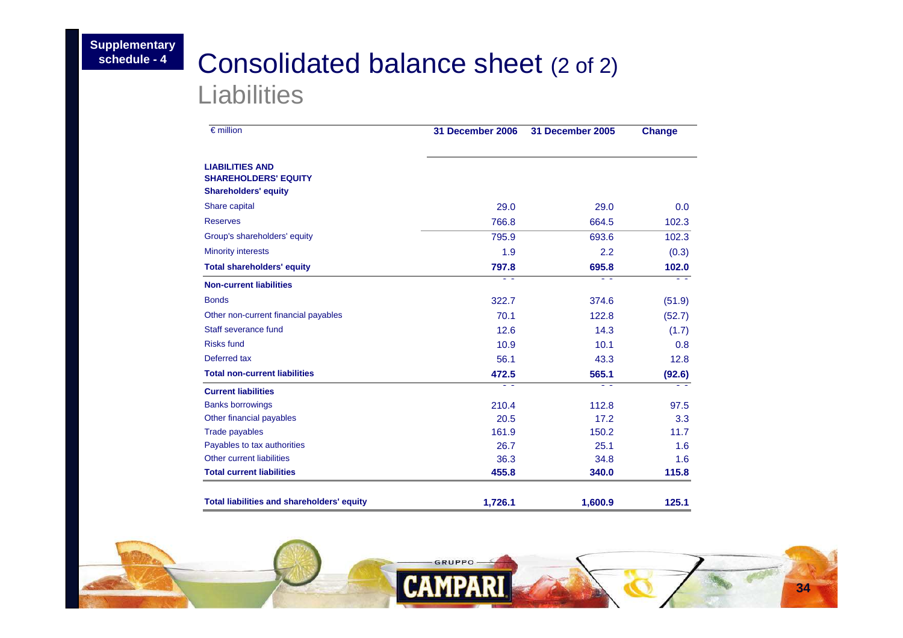Supplementary schedule - 4

# Consolidated balance sheet (2 of 2)

## Liabilities

| € million | 31 December 2006 | 31 December 2005 | Change |
|---|---|---|---|
| **LIABILITIES AND SHAREHOLDERS' EQUITY** | | | |
| **Shareholders' equity** | | | |
| Share capital | 29.0 | 29.0 | 0.0 |
| Reserves | 766.8 | 664.5 | 102.3 |
| Group's shareholders' equity | 795.9 | 693.6 | 102.3 |
| Minority interests | 1.9 | 2.2 | (0.3) |
| **Total shareholders' equity** | **797.8** | **695.8** | **102.0** |
| **Non-current liabilities** | | | |
| Bonds | 322.7 | 374.6 | (51.9) |
| Other non-current financial payables | 70.1 | 122.8 | (52.7) |
| Staff severance fund | 12.6 | 14.3 | (1.7) |
| Risks fund | 10.9 | 10.1 | 0.8 |
| Deferred tax | 56.1 | 43.3 | 12.8 |
| **Total non-current liabilities** | **472.5** | **565.1** | **(92.6)** |
| **Current liabilities** | | | |
| Banks borrowings | 210.4 | 112.8 | 97.5 |
| Other financial payables | 20.5 | 17.2 | 3.3 |
| Trade payables | 161.9 | 150.2 | 11.7 |
| Payables to tax authorities | 26.7 | 25.1 | 1.6 |
| Other current liabilities | 36.3 | 34.8 | 1.6 |
| **Total current liabilities** | **455.8** | **340.0** | **115.8** |
| **Total liabilities and shareholders' equity** | **1,726.1** | **1,600.9** | **125.1** |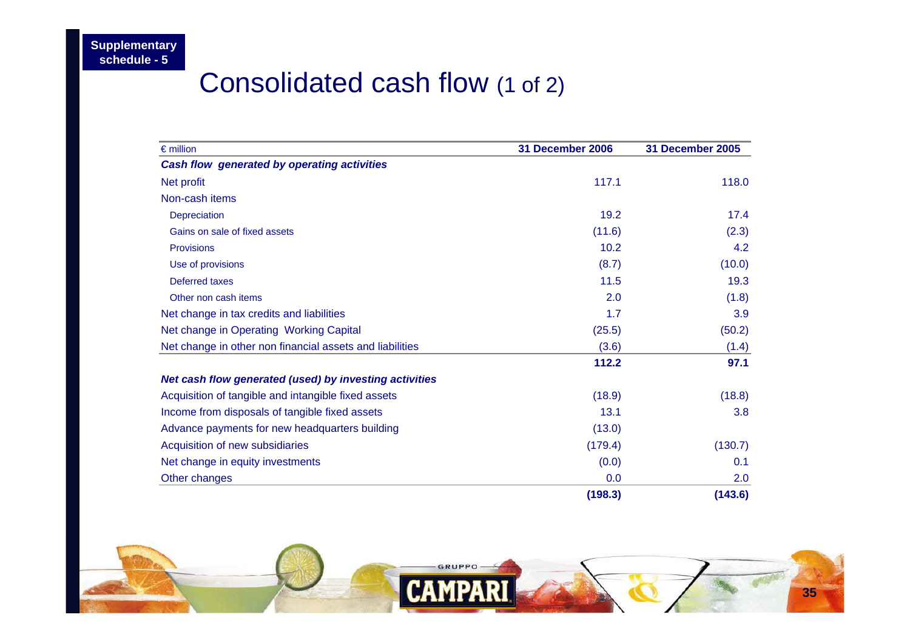Supplementary schedule - 5

# Consolidated cash flow (1 of 2)

| € million | 31 December 2006 | 31 December 2005 |
|---|---|---|
| ***Cash flow generated by operating activities*** | | |
| Net profit | 117.1 | 118.0 |
| Non-cash items | | |
| Depreciation | 19.2 | 17.4 |
| Gains on sale of fixed assets | (11.6) | (2.3) |
| Provisions | 10.2 | 4.2 |
| Use of provisions | (8.7) | (10.0) |
| Deferred taxes | 11.5 | 19.3 |
| Other non cash items | 2.0 | (1.8) |
| Net change in tax credits and liabilities | 1.7 | 3.9 |
| Net change in Operating Working Capital | (25.5) | (50.2) |
| Net change in other non financial assets and liabilities | (3.6) | (1.4) |
| | **112.2** | **97.1** |
| ***Net cash flow generated (used) by investing activities*** | | |
| Acquisition of tangible and intangible fixed assets | (18.9) | (18.8) |
| Income from disposals of tangible fixed assets | 13.1 | 3.8 |
| Advance payments for new headquarters building | (13.0) | |
| Acquisition of new subsidiaries | (179.4) | (130.7) |
| Net change in equity investments | (0.0) | 0.1 |
| Other changes | 0.0 | 2.0 |
| | **(198.3)** | **(143.6)** |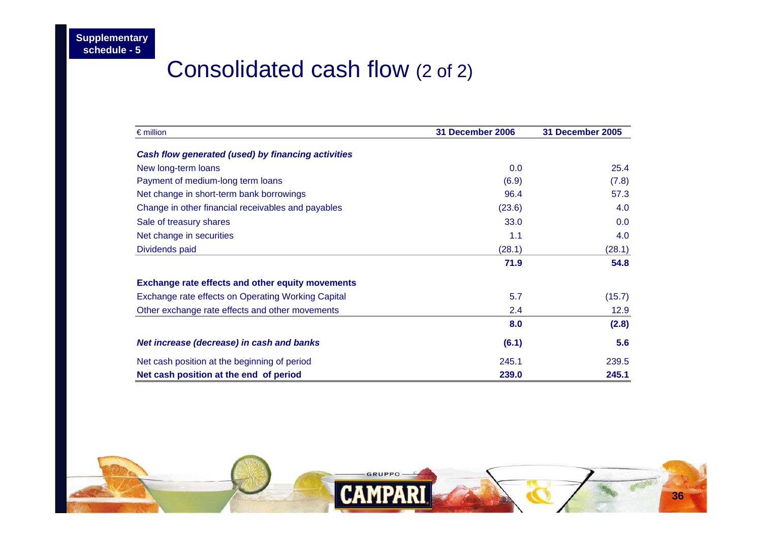Supplementary schedule - 5

# Consolidated cash flow (2 of 2)

| € million | 31 December 2006 | 31 December 2005 |
|---|---|---|
| ***Cash flow generated (used) by financing activities*** | | |
| New long-term loans | 0.0 | 25.4 |
| Payment of medium-long term loans | (6.9) | (7.8) |
| Net change in short-term bank borrowings | 96.4 | 57.3 |
| Change in other financial receivables and payables | (23.6) | 4.0 |
| Sale of treasury shares | 33.0 | 0.0 |
| Net change in securities | 1.1 | 4.0 |
| Dividends paid | (28.1) | (28.1) |
| | **71.9** | **54.8** |
| **Exchange rate effects and other equity movements** | | |
| Exchange rate effects on Operating Working Capital | 5.7 | (15.7) |
| Other exchange rate effects and other movements | 2.4 | 12.9 |
| | **8.0** | **(2.8)** |
| ***Net increase (decrease) in cash and banks*** | **(6.1)** | **5.6** |
| Net cash position at the beginning of period | 245.1 | 239.5 |
| **Net cash position at the end of period** | **239.0** | **245.1** |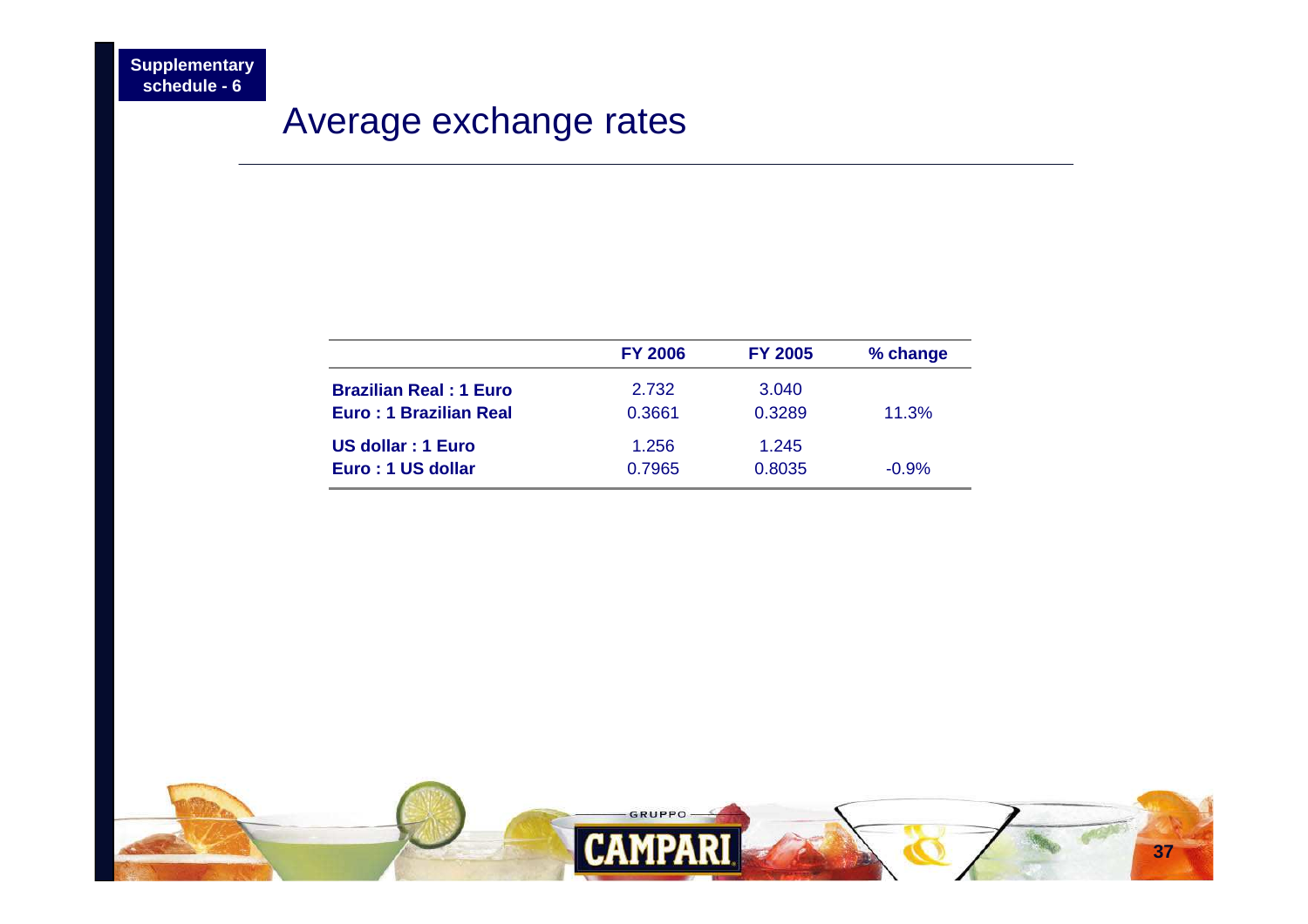Supplementary schedule - 6

# Average exchange rates

| | FY 2006 | FY 2005 | % change |
|---|---|---|---|
| **Brazilian Real : 1 Euro** | 2.732 | 3.040 | |
| **Euro : 1 Brazilian Real** | 0.3661 | 0.3289 | 11.3% |
| **US dollar : 1 Euro** | 1.256 | 1.245 | |
| **Euro : 1 US dollar** | 0.7965 | 0.8035 | -0.9% |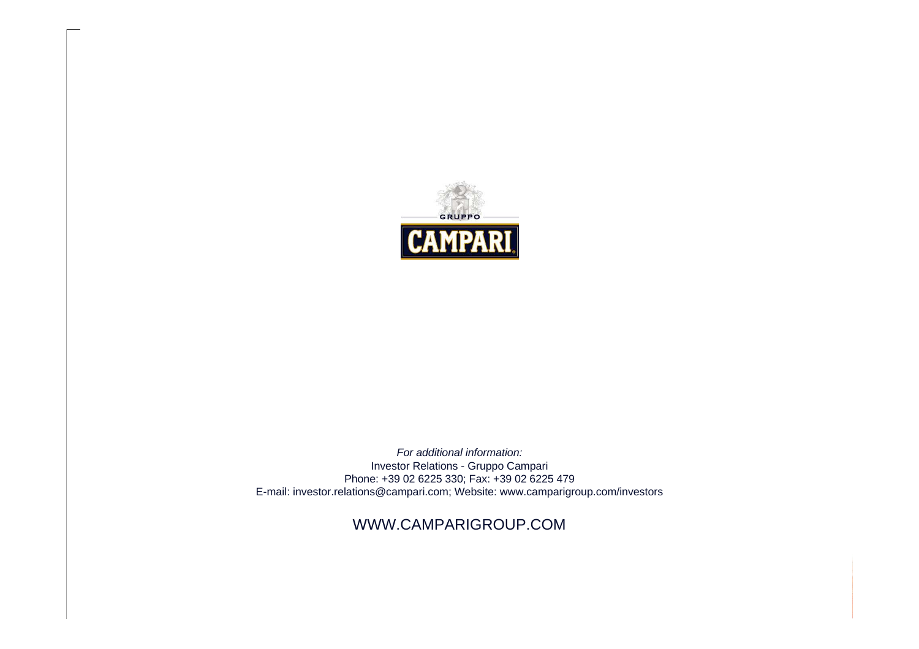*For additional information:*

Investor Relations - Gruppo Campari

Phone: +39 02 6225 330; Fax: +39 02 6225 479

E-mail: investor.relations@campari.com; Website: www.camparigroup.com/investors

WWW.CAMPARIGROUP.COM